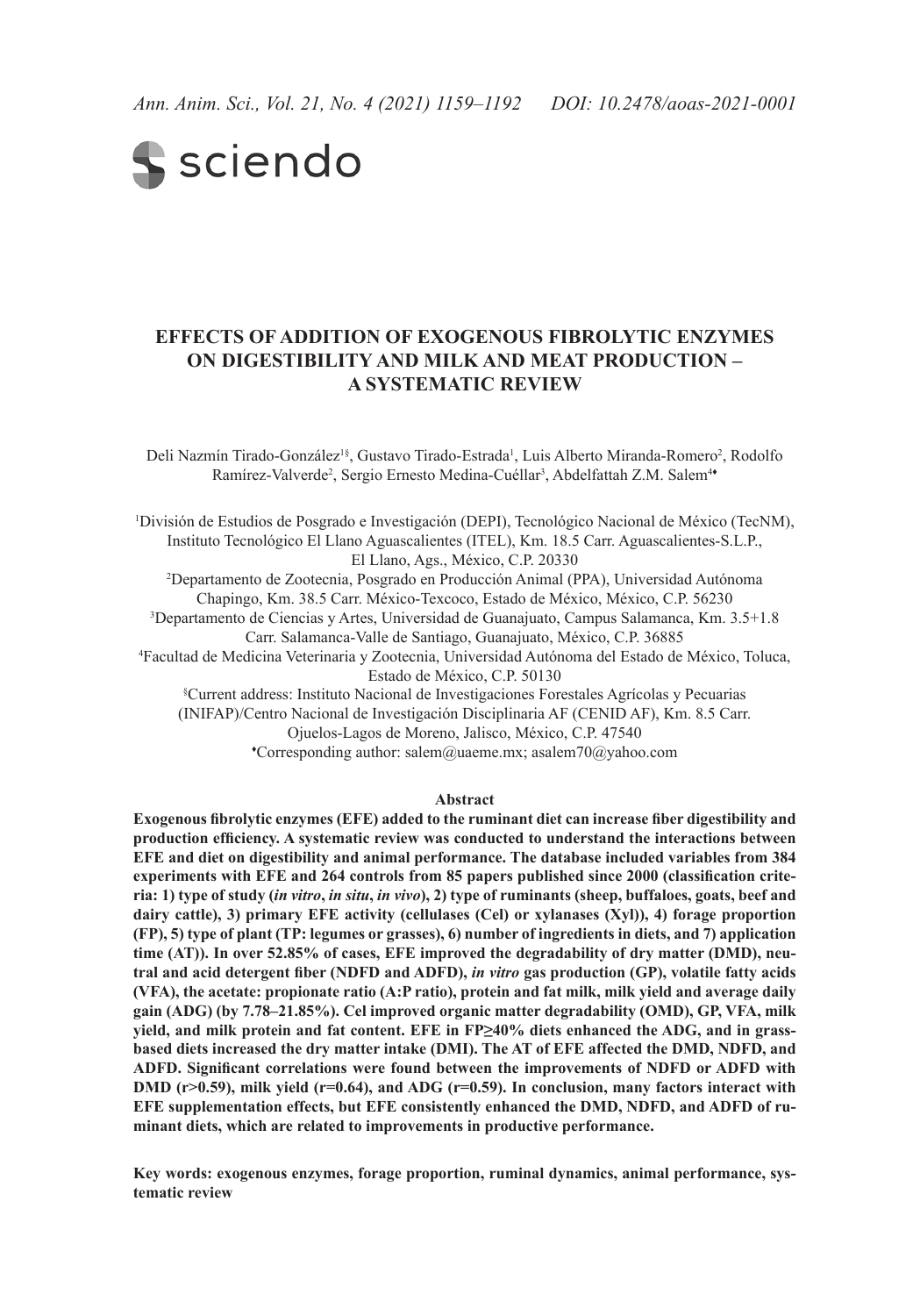# EFFECTS OF ADDITION OF EXOGENOUS FIBROLYTIC ENZYMES ON DIGESTIBILITY AND MILK AND MEAT PRODUCTION – A SYSTEMATIC REVIEW

Deli Nazmín Tirado-González[1§], Gustavo Tirado-Estrada[1], Luis Alberto Miranda-Romero[2], Rodolfo Ramírez-Valverde[2], Sergio Ernesto Medina-Cuéllar[3], Abdelfattah Z.M. Salem[4♦]

[1]División de Estudios de Posgrado e Investigación (DEPI), Tecnológico Nacional de México (TecNM), Instituto Tecnológico El Llano Aguascalientes (ITEL), Km. 18.5 Carr. Aguascalientes-S.L.P., El Llano, Ags., México, C.P. 20330

[2]Departamento de Zootecnia, Posgrado en Producción Animal (PPA), Universidad Autónoma Chapingo, Km. 38.5 Carr. México-Texcoco, Estado de México, México, C.P. 56230

[3]Departamento de Ciencias y Artes, Universidad de Guanajuato, Campus Salamanca, Km. 3.5+1.8 Carr. Salamanca-Valle de Santiago, Guanajuato, México, C.P. 36885

[4]Facultad de Medicina Veterinaria y Zootecnia, Universidad Autónoma del Estado de México, Toluca, Estado de México, C.P. 50130

[§]Current address: Instituto Nacional de Investigaciones Forestales Agrícolas y Pecuarias (INIFAP)/Centro Nacional de Investigación Disciplinaria AF (CENID AF), Km. 8.5 Carr. Ojuelos-Lagos de Moreno, Jalisco, México, C.P. 47540

[♦]Corresponding author: salem@uaeme.mx; asalem70@yahoo.com

## Abstract

**Exogenous fibrolytic enzymes (EFE) added to the ruminant diet can increase fiber digestibility and production efficiency. A systematic review was conducted to understand the interactions between EFE and diet on digestibility and animal performance. The database included variables from 384 experiments with EFE and 264 controls from 85 papers published since 2000 (classification criteria: 1) type of study (*in vitro*, *in situ*, *in vivo*), 2) type of ruminants (sheep, buffaloes, goats, beef and dairy cattle), 3) primary EFE activity (cellulases (Cel) or xylanases (Xyl)), 4) forage proportion (FP), 5) type of plant (TP: legumes or grasses), 6) number of ingredients in diets, and 7) application time (AT)). In over 52.85% of cases, EFE improved the degradability of dry matter (DMD), neutral and acid detergent fiber (NDFD and ADFD), *in vitro* gas production (GP), volatile fatty acids (VFA), the acetate: propionate ratio (A:P ratio), protein and fat milk, milk yield and average daily gain (ADG) (by 7.78–21.85%). Cel improved organic matter degradability (OMD), GP, VFA, milk yield, and milk protein and fat content. EFE in FP≥40% diets enhanced the ADG, and in grass-based diets increased the dry matter intake (DMI). The AT of EFE affected the DMD, NDFD, and ADFD. Significant correlations were found between the improvements of NDFD or ADFD with DMD (r>0.59), milk yield (r=0.64), and ADG (r=0.59). In conclusion, many factors interact with EFE supplementation effects, but EFE consistently enhanced the DMD, NDFD, and ADFD of ruminant diets, which are related to improvements in productive performance.**

**Key words: exogenous enzymes, forage proportion, ruminal dynamics, animal performance, systematic review**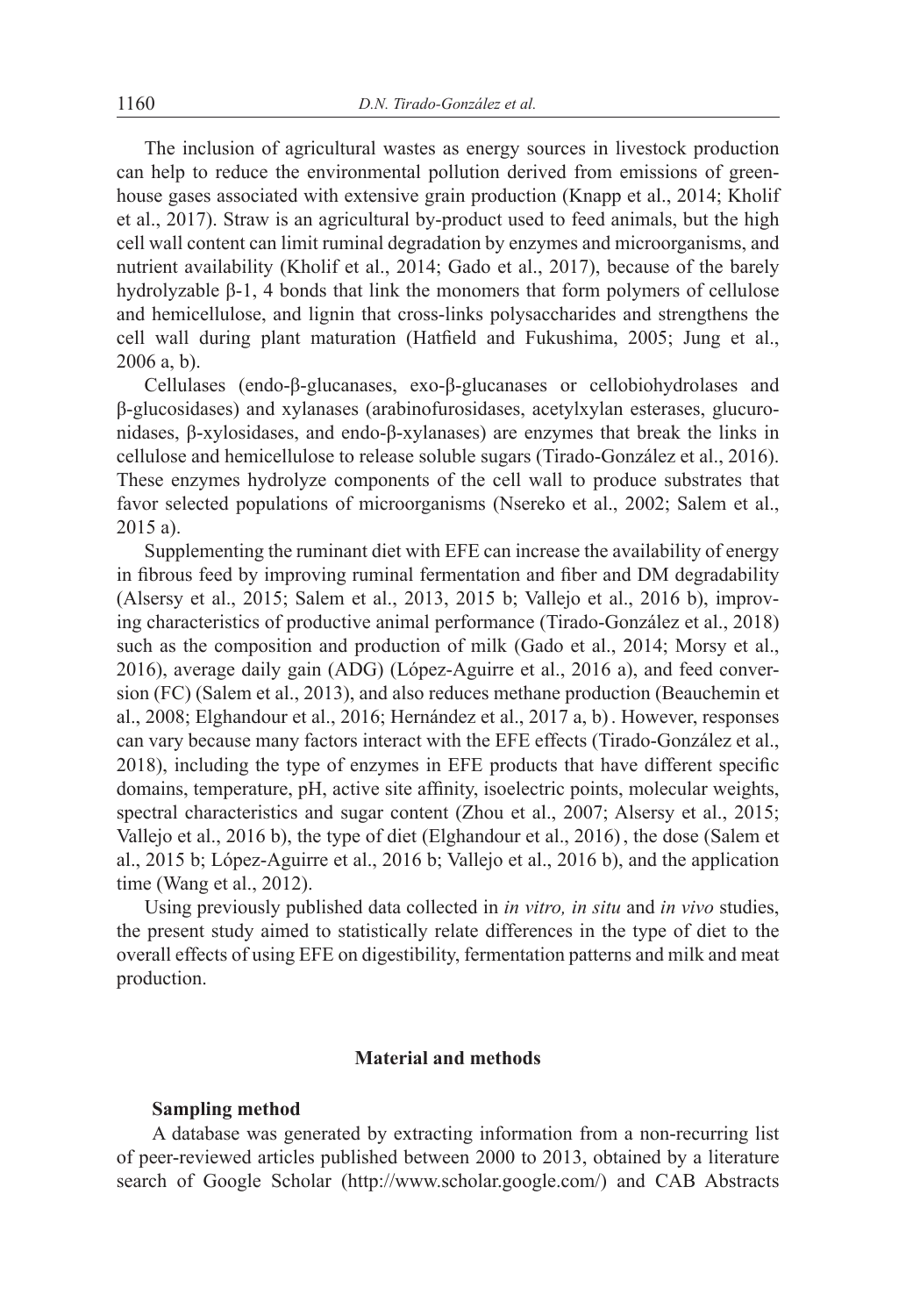The inclusion of agricultural wastes as energy sources in livestock production can help to reduce the environmental pollution derived from emissions of greenhouse gases associated with extensive grain production (Knapp et al., 2014; Kholif et al., 2017). Straw is an agricultural by-product used to feed animals, but the high cell wall content can limit ruminal degradation by enzymes and microorganisms, and nutrient availability (Kholif et al., 2014; Gado et al., 2017), because of the barely hydrolyzable β-1, 4 bonds that link the monomers that form polymers of cellulose and hemicellulose, and lignin that cross-links polysaccharides and strengthens the cell wall during plant maturation (Hatfield and Fukushima, 2005; Jung et al., 2006 a, b).

Cellulases (endo-β-glucanases, exo-β-glucanases or cellobiohydrolases and β-glucosidases) and xylanases (arabinofurosidases, acetylxylan esterases, glucuronidases, β-xylosidases, and endo-β-xylanases) are enzymes that break the links in cellulose and hemicellulose to release soluble sugars (Tirado-González et al., 2016). These enzymes hydrolyze components of the cell wall to produce substrates that favor selected populations of microorganisms (Nsereko et al., 2002; Salem et al., 2015 a).

Supplementing the ruminant diet with EFE can increase the availability of energy in fibrous feed by improving ruminal fermentation and fiber and DM degradability (Alsersy et al., 2015; Salem et al., 2013, 2015 b; Vallejo et al., 2016 b), improving characteristics of productive animal performance (Tirado-González et al., 2018) such as the composition and production of milk (Gado et al., 2014; Morsy et al., 2016), average daily gain (ADG) (López-Aguirre et al., 2016 a), and feed conversion (FC) (Salem et al., 2013), and also reduces methane production (Beauchemin et al., 2008; Elghandour et al., 2016; Hernández et al., 2017 a, b) . However, responses can vary because many factors interact with the EFE effects (Tirado-González et al., 2018), including the type of enzymes in EFE products that have different specific domains, temperature, pH, active site affinity, isoelectric points, molecular weights, spectral characteristics and sugar content (Zhou et al., 2007; Alsersy et al., 2015; Vallejo et al., 2016 b), the type of diet (Elghandour et al., 2016) , the dose (Salem et al., 2015 b; López-Aguirre et al., 2016 b; Vallejo et al., 2016 b), and the application time (Wang et al., 2012).

Using previously published data collected in *in vitro, in situ* and *in vivo* studies, the present study aimed to statistically relate differences in the type of diet to the overall effects of using EFE on digestibility, fermentation patterns and milk and meat production.

## Material and methods

### Sampling method

A database was generated by extracting information from a non-recurring list of peer-reviewed articles published between 2000 to 2013, obtained by a literature search of Google Scholar (http://www.scholar.google.com/) and CAB Abstracts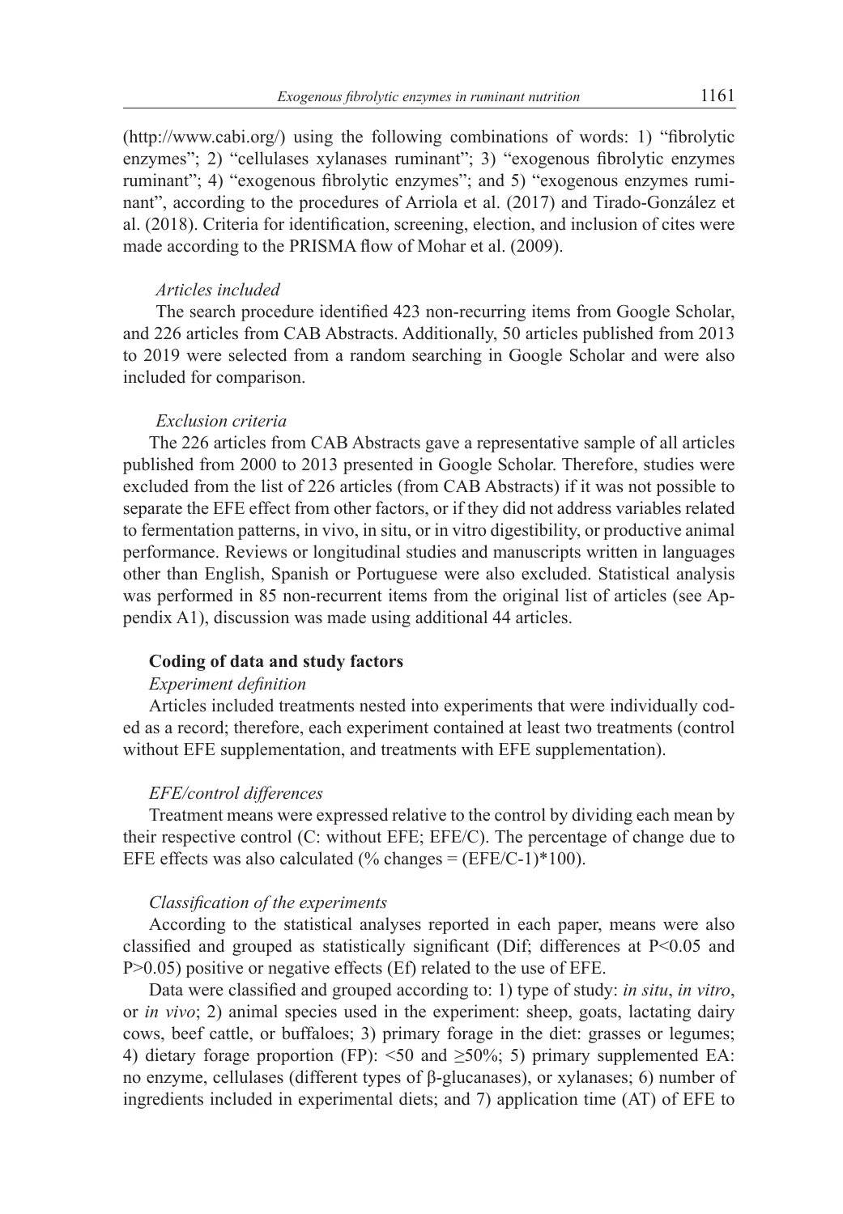(http://www.cabi.org/) using the following combinations of words: 1) "fibrolytic enzymes"; 2) "cellulases xylanases ruminant"; 3) "exogenous fibrolytic enzymes ruminant"; 4) "exogenous fibrolytic enzymes"; and 5) "exogenous enzymes ruminant", according to the procedures of Arriola et al. (2017) and Tirado-González et al. (2018). Criteria for identification, screening, election, and inclusion of cites were made according to the PRISMA flow of Mohar et al. (2009).

*Articles included*

The search procedure identified 423 non-recurring items from Google Scholar, and 226 articles from CAB Abstracts. Additionally, 50 articles published from 2013 to 2019 were selected from a random searching in Google Scholar and were also included for comparison.

*Exclusion criteria*

The 226 articles from CAB Abstracts gave a representative sample of all articles published from 2000 to 2013 presented in Google Scholar. Therefore, studies were excluded from the list of 226 articles (from CAB Abstracts) if it was not possible to separate the EFE effect from other factors, or if they did not address variables related to fermentation patterns, in vivo, in situ, or in vitro digestibility, or productive animal performance. Reviews or longitudinal studies and manuscripts written in languages other than English, Spanish or Portuguese were also excluded. Statistical analysis was performed in 85 non-recurrent items from the original list of articles (see Appendix A1), discussion was made using additional 44 articles.

**Coding of data and study factors**

*Experiment definition*

Articles included treatments nested into experiments that were individually coded as a record; therefore, each experiment contained at least two treatments (control without EFE supplementation, and treatments with EFE supplementation).

*EFE/control differences*

Treatment means were expressed relative to the control by dividing each mean by their respective control (C: without EFE; EFE/C). The percentage of change due to EFE effects was also calculated (% changes = (EFE/C-1)*100).

*Classification of the experiments*

According to the statistical analyses reported in each paper, means were also classified and grouped as statistically significant (Dif; differences at $P<0.05$ and $P>0.05$) positive or negative effects (Ef) related to the use of EFE.

Data were classified and grouped according to: 1) type of study: *in situ*, *in vitro*, or *in vivo*; 2) animal species used in the experiment: sheep, goats, lactating dairy cows, beef cattle, or buffaloes; 3) primary forage in the diet: grasses or legumes; 4) dietary forage proportion (FP): <50 and ≥50%; 5) primary supplemented EA: no enzyme, cellulases (different types of β-glucanases), or xylanases; 6) number of ingredients included in experimental diets; and 7) application time (AT) of EFE to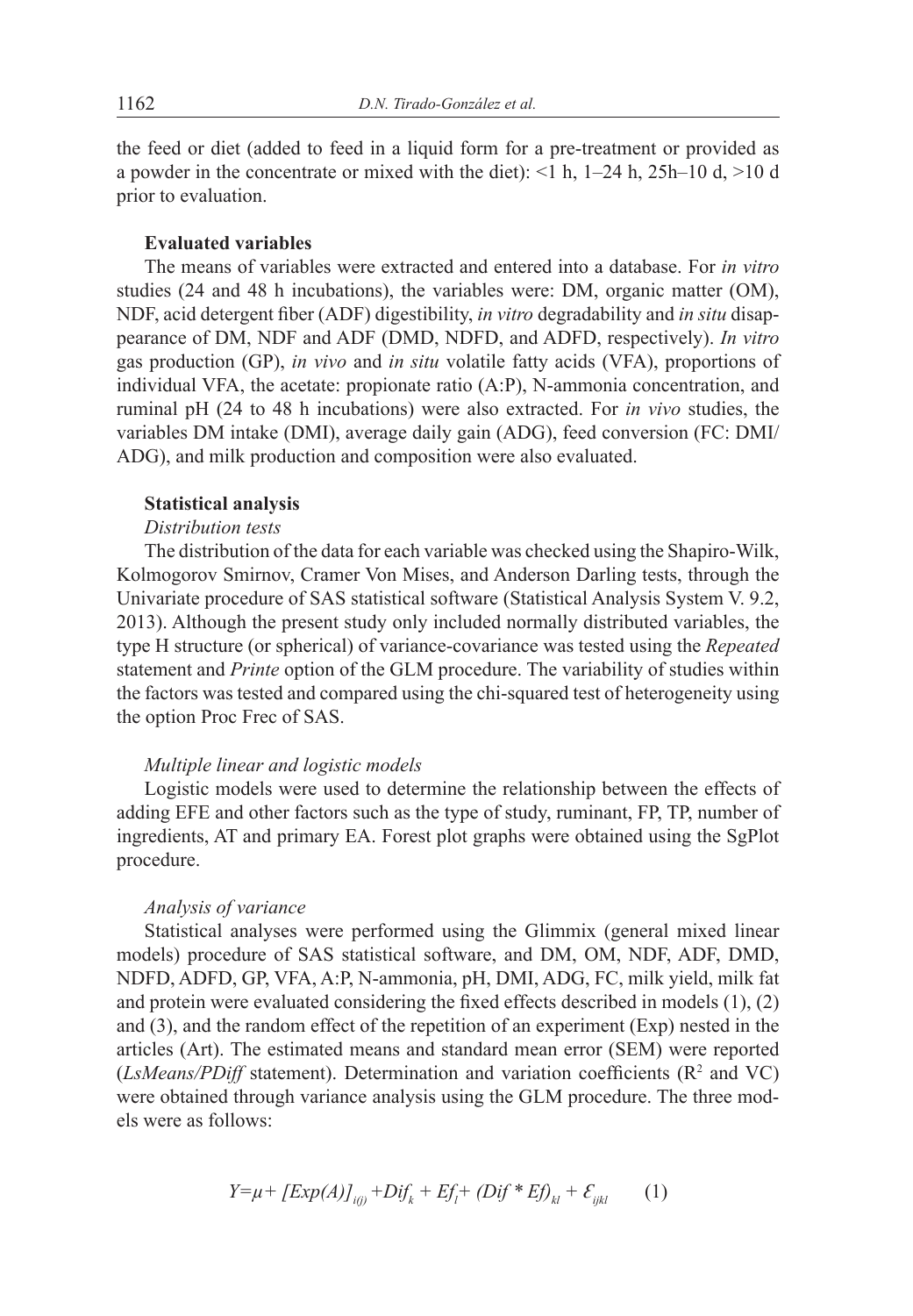the feed or diet (added to feed in a liquid form for a pre-treatment or provided as a powder in the concentrate or mixed with the diet): <1 h, 1–24 h, 25h–10 d, >10 d prior to evaluation.

### Evaluated variables

The means of variables were extracted and entered into a database. For *in vitro* studies (24 and 48 h incubations), the variables were: DM, organic matter (OM), NDF, acid detergent fiber (ADF) digestibility, *in vitro* degradability and *in situ* disappearance of DM, NDF and ADF (DMD, NDFD, and ADFD, respectively). *In vitro* gas production (GP), *in vivo* and *in situ* volatile fatty acids (VFA), proportions of individual VFA, the acetate: propionate ratio (A:P), N-ammonia concentration, and ruminal pH (24 to 48 h incubations) were also extracted. For *in vivo* studies, the variables DM intake (DMI), average daily gain (ADG), feed conversion (FC: DMI/ADG), and milk production and composition were also evaluated.

### Statistical analysis

#### *Distribution tests*

The distribution of the data for each variable was checked using the Shapiro-Wilk, Kolmogorov Smirnov, Cramer Von Mises, and Anderson Darling tests, through the Univariate procedure of SAS statistical software (Statistical Analysis System V. 9.2, 2013). Although the present study only included normally distributed variables, the type H structure (or spherical) of variance-covariance was tested using the *Repeated* statement and *Printe* option of the GLM procedure. The variability of studies within the factors was tested and compared using the chi-squared test of heterogeneity using the option Proc Frec of SAS.

#### *Multiple linear and logistic models*

Logistic models were used to determine the relationship between the effects of adding EFE and other factors such as the type of study, ruminant, FP, TP, number of ingredients, AT and primary EA. Forest plot graphs were obtained using the SgPlot procedure.

#### *Analysis of variance*

Statistical analyses were performed using the Glimmix (general mixed linear models) procedure of SAS statistical software, and DM, OM, NDF, ADF, DMD, NDFD, ADFD, GP, VFA, A:P, N-ammonia, pH, DMI, ADG, FC, milk yield, milk fat and protein were evaluated considering the fixed effects described in models (1), (2) and (3), and the random effect of the repetition of an experiment (Exp) nested in the articles (Art). The estimated means and standard mean error (SEM) were reported (*LsMeans/PDiff* statement). Determination and variation coefficients ($R^2$ and VC) were obtained through variance analysis using the GLM procedure. The three models were as follows:

$$Y = \mu + [Exp(A)]_{i(j)} + Dif_k + Ef_l + (Dif * Ef)_{kl} + \varepsilon_{ijkl} \qquad (1)$$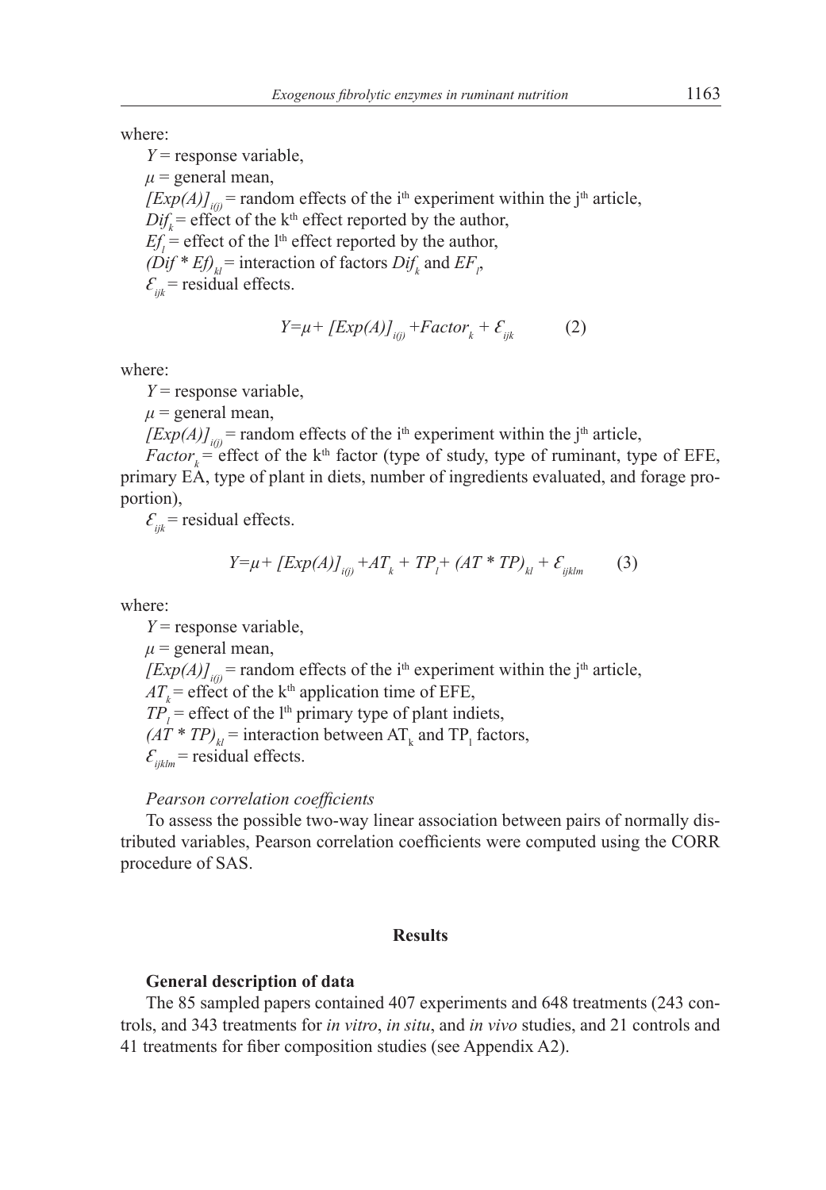where:

$Y$ = response variable,

$\mu$ = general mean,

$[Exp(A)]_{i(j)}$ = random effects of the i[th] experiment within the j[th] article,

$Dif_k$ = effect of the k[th] effect reported by the author,

$Ef_l$ = effect of the l[th] effect reported by the author,

$(Dif * Ef)_{kl}$ = interaction of factors $Dif_k$ and $EF_l$,

$\mathcal{E}_{ijk}$ = residual effects.

$$Y=\mu+ [Exp(A)]_{i(j)} +Factor_k + \mathcal{E}_{ijk} \qquad (2)$$

where:

$Y$ = response variable,

$\mu$ = general mean,

$[Exp(A)]_{i(j)}$ = random effects of the i[th] experiment within the j[th] article,

$Factor_k$ = effect of the k[th] factor (type of study, type of ruminant, type of EFE, primary EA, type of plant in diets, number of ingredients evaluated, and forage proportion),

$\mathcal{E}_{ijk}$ = residual effects.

$$Y=\mu+ [Exp(A)]_{i(j)} +AT_k + TP_l+ (AT * TP)_{kl} + \mathcal{E}_{ijklm} \qquad (3)$$

where:

$Y$ = response variable,

$\mu$ = general mean,

$[Exp(A)]_{i(j)}$ = random effects of the i[th] experiment within the j[th] article,

$AT_k$ = effect of the k[th] application time of EFE,

$TP_l$ = effect of the l[th] primary type of plant indiets,

$(AT * TP)_{kl}$ = interaction between $AT_k$ and $TP_l$ factors,

$\mathcal{E}_{ijklm}$ = residual effects.

*Pearson correlation coefficients*

To assess the possible two-way linear association between pairs of normally distributed variables, Pearson correlation coefficients were computed using the CORR procedure of SAS.

## Results

### General description of data

The 85 sampled papers contained 407 experiments and 648 treatments (243 controls, and 343 treatments for *in vitro*, *in situ*, and *in vivo* studies, and 21 controls and 41 treatments for fiber composition studies (see Appendix A2).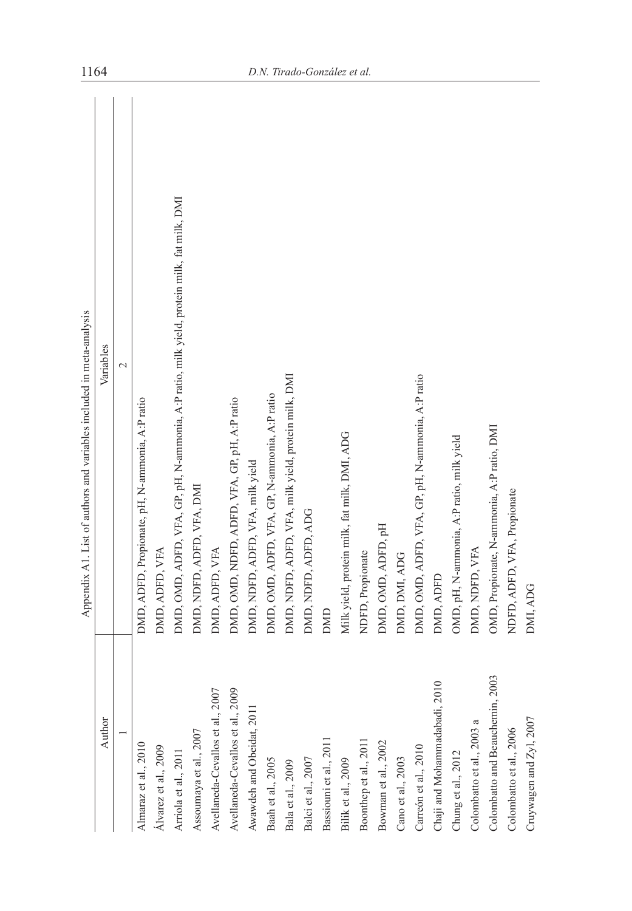Appendix A1. List of authors and variables included in meta-analysis

| Author | Variables |
|---|---|
| 1 | 2 |
| Almaraz et al., 2010 | DMD, ADFD, Propionate, pH, N-ammonia, A:P ratio |
| Álvarez et al., 2009 | DMD, ADFD, VFA |
| Arriola et al., 2011 | DMD, OMD, ADFD, VFA, GP, pH, N-ammonia, A:P ratio, milk yield, protein milk, fat milk, DMI |
| Assoumaya et al., 2007 | DMD, NDFD, ADFD, VFA, DMI |
| Avellaneda-Cevallos et al., 2007 | DMD, ADFD, VFA |
| Avellaneda-Cevallos et al., 2009 | DMD, OMD, NDFD, ADFD, VFA, GP, pH, A:P ratio |
| Awawdeh and Obeidat, 2011 | DMD, NDFD, ADFD, VFA, milk yield |
| Baah et al., 2005 | DMD, OMD, ADFD, VFA, GP, N-ammonia, A:P ratio |
| Bala et al., 2009 | DMD, NDFD, ADFD, VFA, milk yield, protein milk, DMI |
| Balci et al., 2007 | DMD, NDFD, ADFD, ADG |
| Bassiouni et al., 2011 | DMD |
| Bilik et al., 2009 | Milk yield, protein milk, fat milk, DMI, ADG |
| Boonthep et al., 2011 | NDFD, Propionate |
| Bowman et al., 2002 | DMD, OMD, ADFD, pH |
| Cano et al., 2003 | DMD, DMI, ADG |
| Carreón et al., 2010 | DMD, OMD, ADFD, VFA, GP, pH, N-ammonia, A:P ratio |
| Chaji and Mohammadabadi, 2010 | DMD, ADFD |
| Chung et al., 2012 | OMD, pH, N-ammonia, A:P ratio, milk yield |
| Colombatto et al., 2003 a | DMD, NDFD, VFA |
| Colombatto and Beauchemin, 2003 | OMD, Propionate, N-ammonia, A:P ratio, DMI |
| Colombatto et al., 2006 | NDFD, ADFD, VFA, Propionate |
| Cruywagen and Zyl, 2007 | DMI, ADG |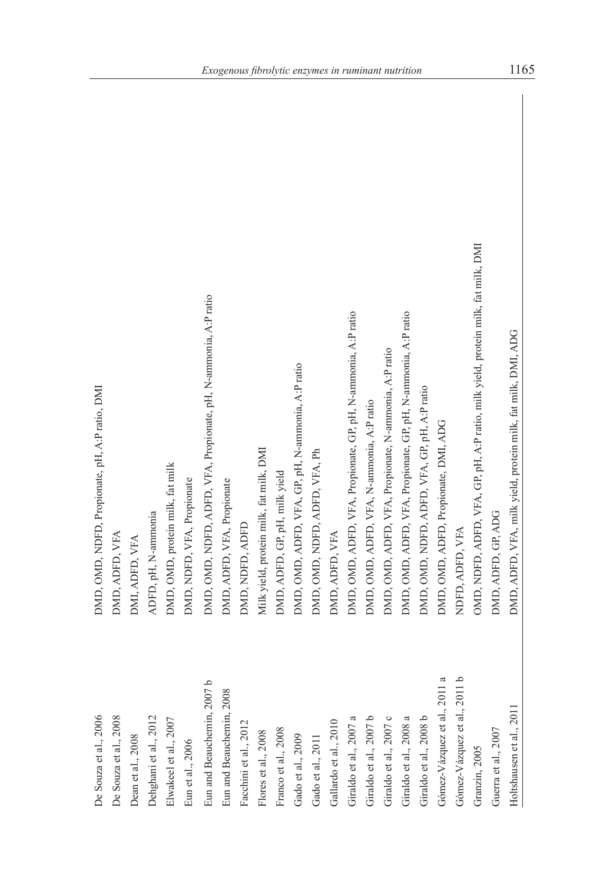| | |
|---|---|
| De Souza et al., 2006 | DMD, OMD, NDFD, Propionate, pH, A:P ratio, DMI |
| De Souza et al., 2008 | DMD, ADFD, VFA |
| Dean et al., 2008 | DMI, ADFD, VFA |
| Dehghani et al., 2012 | ADFD, pH, N-ammonia |
| Elwakeel et al., 2007 | DMD, OMD, protein milk, fat milk |
| Eun et al., 2006 | DMD, NDFD, VFA, Propionate |
| Eun and Beauchemin, 2007 b | DMD, OMD, NDFD, ADFD, VFA, Propionate, pH, N-ammonia, A:P ratio |
| Eun and Beauchemin, 2008 | DMD, ADFD, VFA, Propionate |
| Facchini et al., 2012 | DMD, NDFD, ADFD |
| Flores et al., 2008 | Milk yield, protein milk, fat milk, DMI |
| Franco et al., 2008 | DMD, ADFD, GP, pH, milk yield |
| Gado et al., 2009 | DMD, OMD, ADFD, VFA, GP, pH, N-ammonia, A:P ratio |
| Gado et al., 2011 | DMD, OMD, NDFD, ADFD, VFA, Ph |
| Gallardo et al., 2010 | DMD, ADFD, VFA |
| Giraldo et al., 2007 a | DMD, OMD, ADFD, VFA, Propionate, GP, pH, N-ammonia, A:P ratio |
| Giraldo et al., 2007 b | DMD, OMD, ADFD, VFA, N-ammonia, A:P ratio |
| Giraldo et al., 2007 c | DMD, OMD, ADFD, VFA, Propionate, N-ammonia, A:P ratio |
| Giraldo et al., 2008 a | DMD, OMD, ADFD, VFA, Propionate, GP, pH, N-ammonia, A:P ratio |
| Giraldo et al., 2008 b | DMD, OMD, NDFD, ADFD, VFA, GP, pH, A:P ratio |
| Gómez-Vázquez et al., 2011 a | DMD, OMD, ADFD, Propionate, DMI, ADG |
| Gómez-Vázquez et al., 2011 b | NDFD, ADFD, VFA |
| Granzin, 2005 | OMD, NDFD, ADFD, VFA, GP, pH, A:P ratio, milk yield, protein milk, fat milk, DMI |
| Guerra et al., 2007 | DMD, ADFD, GP, ADG |
| Holtshausen et al., 2011 | DMD, ADFD, VFA, milk yield, protein milk, fat milk, DMI, ADG |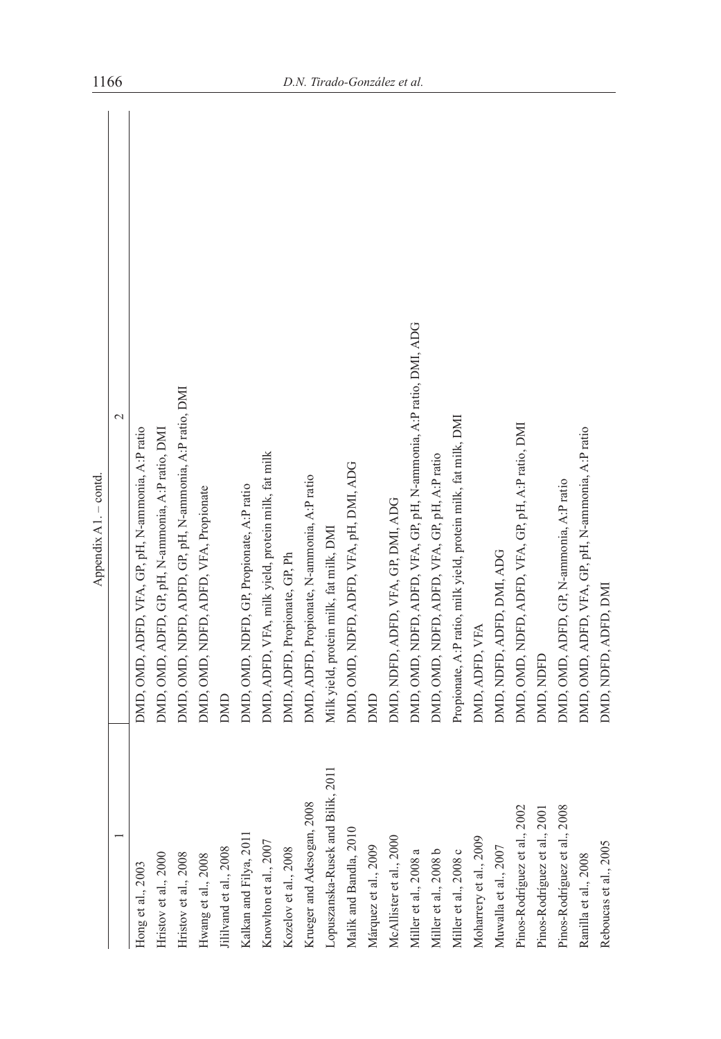Appendix A1. – contd.

| 1 | 2 |
|---|---|
| Hong et al., 2003 | DMD, OMD, ADFD, VFA, GP, pH, N-ammonia, A:P ratio |
| Hristov et al., 2000 | DMD, OMD, ADFD, GP, pH, N-ammonia, A:P ratio, DMI |
| Hristov et al., 2008 | DMD, OMD, NDFD, ADFD, GP, pH, N-ammonia, A:P ratio, DMI |
| Hwang et al., 2008 | DMD, OMD, NDFD, ADFD, VFA, Propionate |
| Jiliivand et al., 2008 | DMD |
| Kalkan and Filya, 2011 | DMD, OMD, NDFD, GP, Propionate, A:P ratio |
| Knowlton et al., 2007 | DMD, ADFD, VFA, milk yield, protein milk, fat milk |
| Kozelov et al., 2008 | DMD, ADFD, Propionate, GP, Ph |
| Krueger and Adesogan, 2008 | DMD, ADFD, Propionate, N-ammonia, A:P ratio |
| Lopuszanska-Rusek and Bilik, 2011 | Milk yield, protein milk, fat milk, DMI |
| Malik and Bandla, 2010 | DMD, OMD, NDFD, ADFD, VFA, pH, DMI, ADG |
| Márquez et al., 2009 | DMD |
| McAllister et al., 2000 | DMD, NDFD, ADFD, VFA, GP, DMI, ADG |
| Miller et al., 2008 a | DMD, OMD, NDFD, ADFD, VFA, GP, pH, N-ammonia, A:P ratio, DMI, ADG |
| Miller et al., 2008 b | DMD, OMD, NDFD, ADFD, VFA, GP, pH, A:P ratio |
| Miller et al., 2008 c | Propionate, A:P ratio, milk yield, protein milk, fat milk, DMI |
| Moharrery et al., 2009 | DMD, ADFD, VFA |
| Muwalla et al., 2007 | DMD, NDFD, ADFD, DMI, ADG |
| Pinos-Rodríguez et al., 2002 | DMD, OMD, NDFD, ADFD, VFA, GP, pH, A:P ratio, DMI |
| Pinos-Rodríguez et al., 2001 | DMD, NDFD |
| Pinos-Rodríguez et al., 2008 | DMD, OMD, ADFD, GP, N-ammonia, A:P ratio |
| Ranilla et al., 2008 | DMD, OMD, ADFD, VFA, GP, pH, N-ammonia, A:P ratio |
| Reboucas et al., 2005 | DMD, NDFD, ADFD, DMI |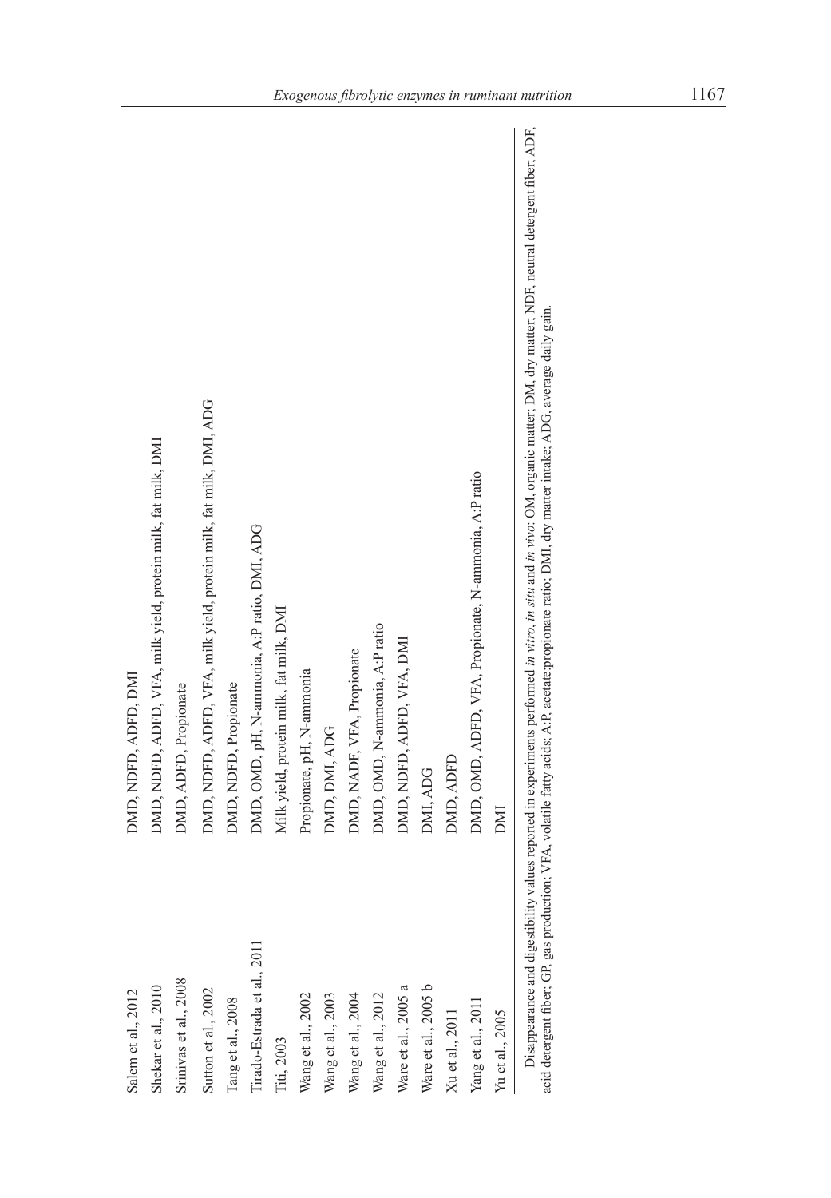| | |
|---|---|
| Salem et al., 2012 | DMD, NDFD, ADFD, DMI |
| Shekar et al., 2010 | DMD, NDFD, ADFD, VFA, milk yield, protein milk, fat milk, DMI |
| Srinivas et al., 2008 | DMD, ADFD, Propionate |
| Sutton et al., 2002 | DMD, NDFD, ADFD, VFA, milk yield, protein milk, fat milk, DMI, ADG |
| Tang et al., 2008 | DMD, NDFD, Propionate |
| Tirado-Estrada et al., 2011 | DMD, OMD, pH, N-ammonia, A:P ratio, DMI, ADG |
| Titi, 2003 | Milk yield, protein milk, fat milk, DMI |
| Wang et al., 2002 | Propionate, pH, N-ammonia |
| Wang et al., 2003 | DMD, DMI, ADG |
| Wang et al., 2004 | DMD, NADF, VFA, Propionate |
| Wang et al., 2012 | DMD, OMD, N-ammonia, A:P ratio |
| Ware et al., 2005 a | DMD, NDFD, ADFD, VFA, DMI |
| Ware et al., 2005 b | DMI, ADG |
| Xu et al., 2011 | DMD, ADFD |
| Yang et al., 2011 | DMD, OMD, ADFD, VFA, Propionate, N-ammonia, A:P ratio |
| Yu et al., 2005 | DMI |

Disappearance and digestibility values reported in experiments performed *in vitro*, *in situ* and *in vivo*: OM, organic matter; DM, dry matter; NDF, neutral detergent fiber; ADF, acid detergent fiber; GP, gas production; VFA, volatile fatty acids; A:P, acetate:propionate ratio; DMI, dry matter intake; ADG, average daily gain.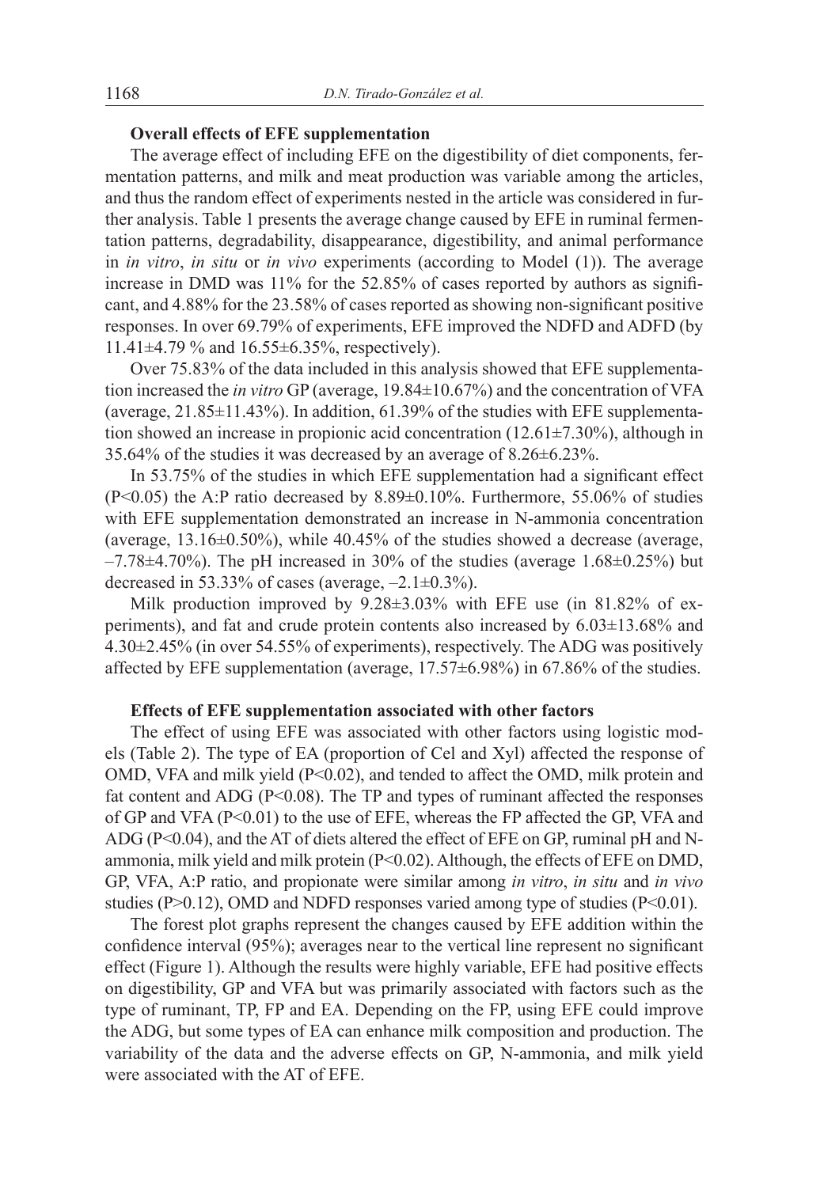### Overall effects of EFE supplementation

The average effect of including EFE on the digestibility of diet components, fermentation patterns, and milk and meat production was variable among the articles, and thus the random effect of experiments nested in the article was considered in further analysis. Table 1 presents the average change caused by EFE in ruminal fermentation patterns, degradability, disappearance, digestibility, and animal performance in *in vitro*, *in situ* or *in vivo* experiments (according to Model (1)). The average increase in DMD was 11% for the 52.85% of cases reported by authors as significant, and 4.88% for the 23.58% of cases reported as showing non-significant positive responses. In over 69.79% of experiments, EFE improved the NDFD and ADFD (by 11.41±4.79 % and 16.55±6.35%, respectively).

Over 75.83% of the data included in this analysis showed that EFE supplementation increased the *in vitro* GP (average, 19.84±10.67%) and the concentration of VFA (average, 21.85±11.43%). In addition, 61.39% of the studies with EFE supplementation showed an increase in propionic acid concentration (12.61±7.30%), although in 35.64% of the studies it was decreased by an average of 8.26±6.23%.

In 53.75% of the studies in which EFE supplementation had a significant effect ($P<0.05$) the A:P ratio decreased by 8.89±0.10%. Furthermore, 55.06% of studies with EFE supplementation demonstrated an increase in N-ammonia concentration (average, 13.16±0.50%), while 40.45% of the studies showed a decrease (average, –7.78±4.70%). The pH increased in 30% of the studies (average 1.68±0.25%) but decreased in 53.33% of cases (average, –2.1±0.3%).

Milk production improved by 9.28±3.03% with EFE use (in 81.82% of experiments), and fat and crude protein contents also increased by 6.03±13.68% and 4.30±2.45% (in over 54.55% of experiments), respectively. The ADG was positively affected by EFE supplementation (average, 17.57±6.98%) in 67.86% of the studies.

### Effects of EFE supplementation associated with other factors

The effect of using EFE was associated with other factors using logistic models (Table 2). The type of EA (proportion of Cel and Xyl) affected the response of OMD, VFA and milk yield ($P<0.02$), and tended to affect the OMD, milk protein and fat content and ADG ($P<0.08$). The TP and types of ruminant affected the responses of GP and VFA ($P<0.01$) to the use of EFE, whereas the FP affected the GP, VFA and ADG ($P<0.04$), and the AT of diets altered the effect of EFE on GP, ruminal pH and N-ammonia, milk yield and milk protein ($P<0.02$). Although, the effects of EFE on DMD, GP, VFA, A:P ratio, and propionate were similar among *in vitro*, *in situ* and *in vivo* studies ($P>0.12$), OMD and NDFD responses varied among type of studies ($P<0.01$).

The forest plot graphs represent the changes caused by EFE addition within the confidence interval (95%); averages near to the vertical line represent no significant effect (Figure 1). Although the results were highly variable, EFE had positive effects on digestibility, GP and VFA but was primarily associated with factors such as the type of ruminant, TP, FP and EA. Depending on the FP, using EFE could improve the ADG, but some types of EA can enhance milk composition and production. The variability of the data and the adverse effects on GP, N-ammonia, and milk yield were associated with the AT of EFE.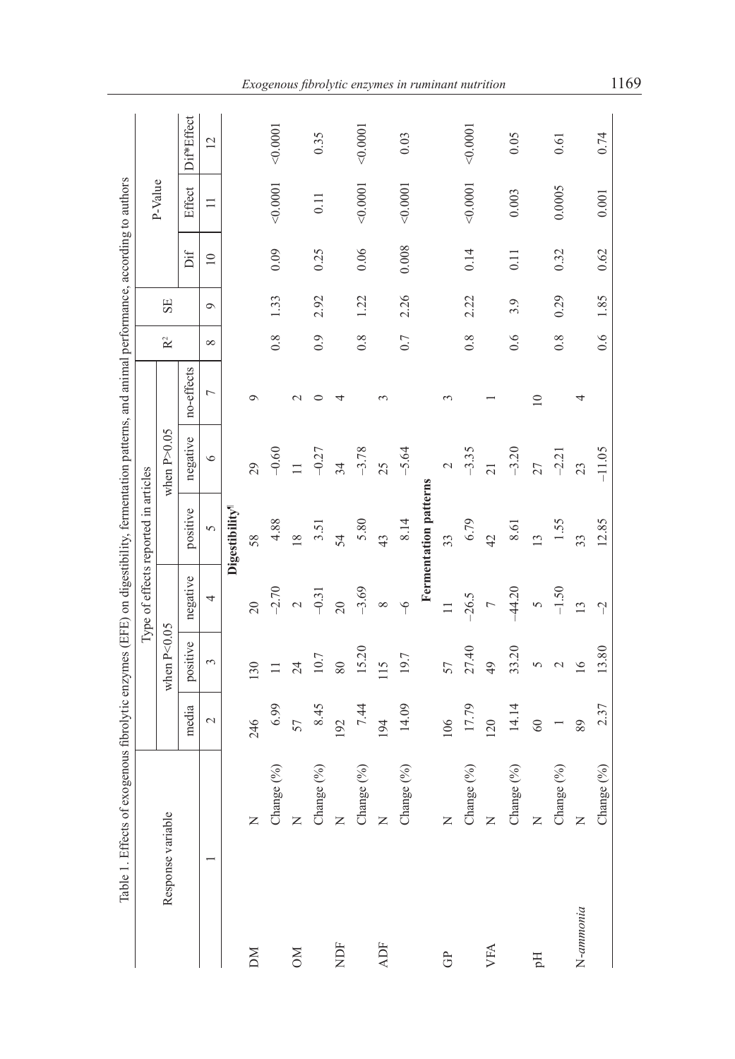Table 1. Effects of exogenous fibrolytic enzymes (EFE) on digestibility, fermentation patterns, and animal performance, according to authors

| Response variable | | Type of effects reported in articles | | | | | | $R^2$ | SE | P-Value | | |
|---|---|---|---|---|---|---|---|---|---|---|---|---|
| | | media | when $P<0.05$ | | when $P>0.05$ | | | | | | | |
| | | | positive | negative | positive | negative | no-effects | | | Dif | Effect | Dif*Effect |
| 1 | | 2 | 3 | 4 | 5 | 6 | 7 | 8 | 9 | 10 | 11 | 12 |
| **Digestibility¶** | | | | | | | | | | | | |
| DM | N | 246 | 130 | 20 | 58 | 29 | 9 | | | | | |
| | Change (%) | 6.99 | 11 | −2.70 | 4.88 | −0.60 | | 0.8 | 1.33 | 0.09 | <0.0001 | <0.0001 |
| OM | N | 57 | 24 | 2 | 18 | 11 | 2 | | | | | |
| | Change (%) | 8.45 | 10.7 | −0.31 | 3.51 | −0.27 | 0 | 0.9 | 2.92 | 0.25 | 0.11 | 0.35 |
| NDF | N | 192 | 80 | 20 | 54 | 34 | 4 | | | | | |
| | Change (%) | 7.44 | 15.20 | −3.69 | 5.80 | −3.78 | | 0.8 | 1.22 | 0.06 | <0.0001 | <0.0001 |
| ADF | N | 194 | 115 | 8 | 43 | 25 | 3 | | | | | |
| | Change (%) | 14.09 | 19.7 | −6 | 8.14 | −5.64 | | 0.7 | 2.26 | 0.008 | <0.0001 | 0.03 |
| **Fermentation patterns** | | | | | | | | | | | | |
| GP | N | 106 | 57 | 11 | 33 | 2 | 3 | | | | | |
| | Change (%) | 17.79 | 27.40 | −26.5 | 6.79 | −3.35 | | 0.8 | 2.22 | 0.14 | <0.0001 | <0.0001 |
| VFA | N | 120 | 49 | 7 | 42 | 21 | 1 | | | | | |
| | Change (%) | 14.14 | 33.20 | −44.20 | 8.61 | −3.20 | | 0.6 | 3.9 | 0.11 | 0.003 | 0.05 |
| pH | N | 60 | 5 | 5 | 13 | 27 | 10 | | | | | |
| | Change (%) | 1 | 2 | −1.50 | 1.55 | −2.21 | | 0.8 | 0.29 | 0.32 | 0.0005 | 0.61 |
| *N-ammonia* | N | 89 | 16 | 13 | 33 | 23 | 4 | | | | | |
| | Change (%) | 2.37 | 13.80 | −2 | 12.85 | −11.05 | | 0.6 | 1.85 | 0.62 | 0.001 | 0.74 |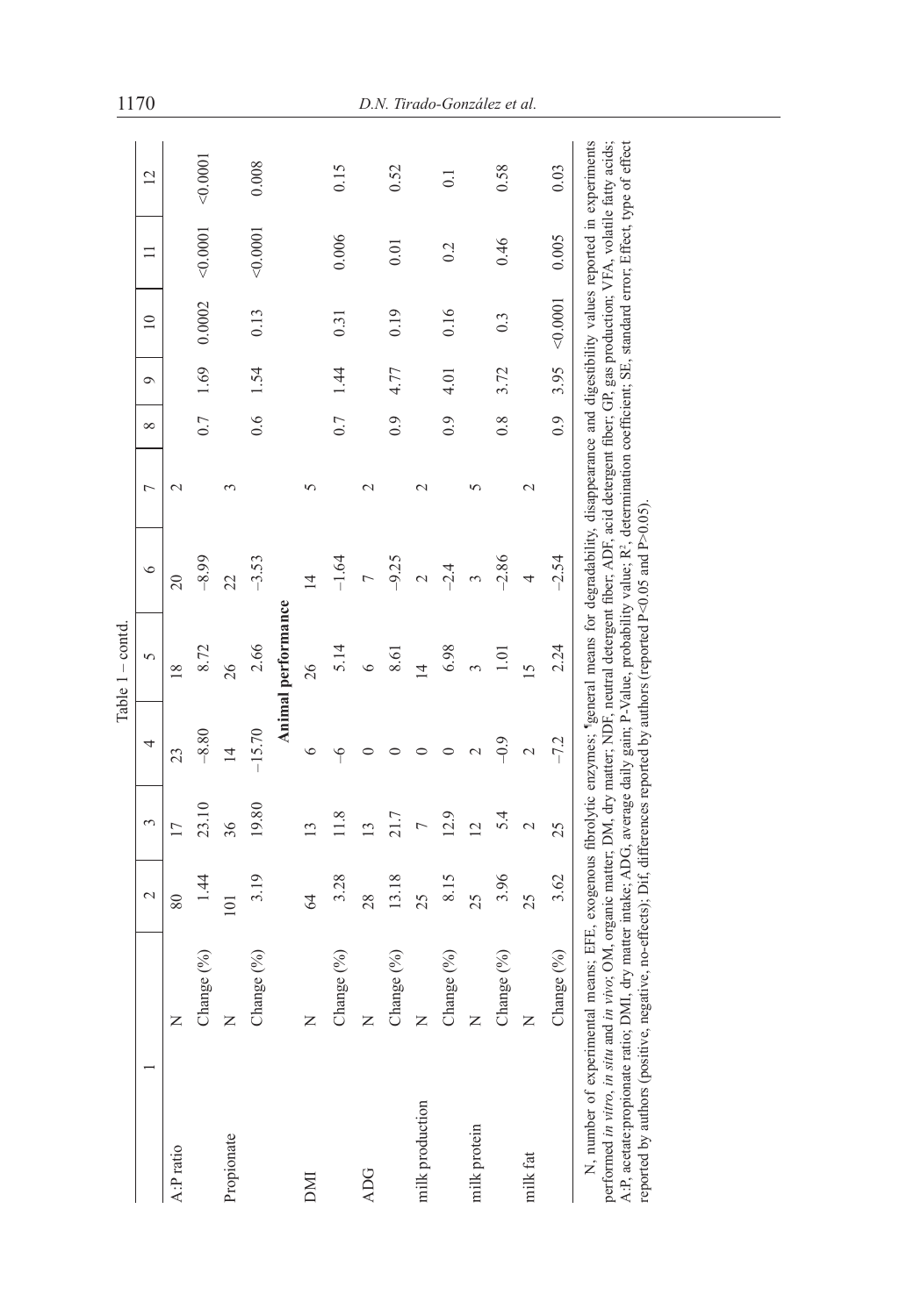Table 1 – contd.

| 1 | | 2 | 3 | 4 | 5 | 6 | 7 | 8 | 9 | 10 | 11 | 12 |
|---|---|---|---|---|---|---|---|---|---|---|---|---|
| A:P ratio | N | 80 | 17 | 23 | 18 | 20 | 2 | | | | | |
| | Change (%) | 1.44 | 23.10 | −8.80 | 8.72 | −8.99 | | 0.7 | 1.69 | 0.0002 | <0.0001 | <0.0001 |
| Propionate | N | 101 | 36 | 14 | 26 | 22 | 3 | | | | | |
| | Change (%) | 3.19 | 19.80 | −15.70 | 2.66 | −3.53 | | 0.6 | 1.54 | 0.13 | <0.0001 | 0.008 |
| **Animal performance** | | | | | | | | | | | | |
| DMI | N | 64 | 13 | 6 | 26 | 14 | 5 | | | | | |
| | Change (%) | 3.28 | 11.8 | −6 | 5.14 | −1.64 | | 0.7 | 1.44 | 0.31 | 0.006 | 0.15 |
| ADG | N | 28 | 13 | 0 | 6 | 7 | 2 | | | | | |
| | Change (%) | 13.18 | 21.7 | 0 | 8.61 | −9.25 | | 0.9 | 4.77 | 0.19 | 0.01 | 0.52 |
| milk production | N | 25 | 7 | 0 | 14 | 2 | 2 | | | | | |
| | Change (%) | 8.15 | 12.9 | 0 | 6.98 | −2.4 | | 0.9 | 4.01 | 0.16 | 0.2 | 0.1 |
| milk protein | N | 25 | 12 | 2 | 3 | 3 | 5 | | | | | |
| | Change (%) | 3.96 | 5.4 | −0.9 | 1.01 | −2.86 | | 0.8 | 3.72 | 0.3 | 0.46 | 0.58 |
| milk fat | N | 25 | 2 | 2 | 15 | 4 | 2 | | | | | |
| | Change (%) | 3.62 | 25 | −7.2 | 2.24 | −2.54 | | 0.9 | 3.95 | <0.0001 | 0.005 | 0.03 |

N, number of experimental means; EFE, exogenous fibrolytic enzymes; ¶general means for degradability, disappearance and digestibility values reported in experiments performed *in vitro*, *in situ* and *in vivo*; OM, organic matter; DM, dry matter; NDF, neutral detergent fiber; ADF, acid detergent fiber; GP, gas production; VFA, volatile fatty acids; A:P, acetate:propionate ratio; DMI, dry matter intake; ADG, average daily gain; P-Value, probability value; $R^2$, determination coefficient; SE, standard error; Effect, type of effect reported by authors (positive, negative, no-effects); Dif, differences reported by authors (reported $P<0.05$ and $P>0.05$).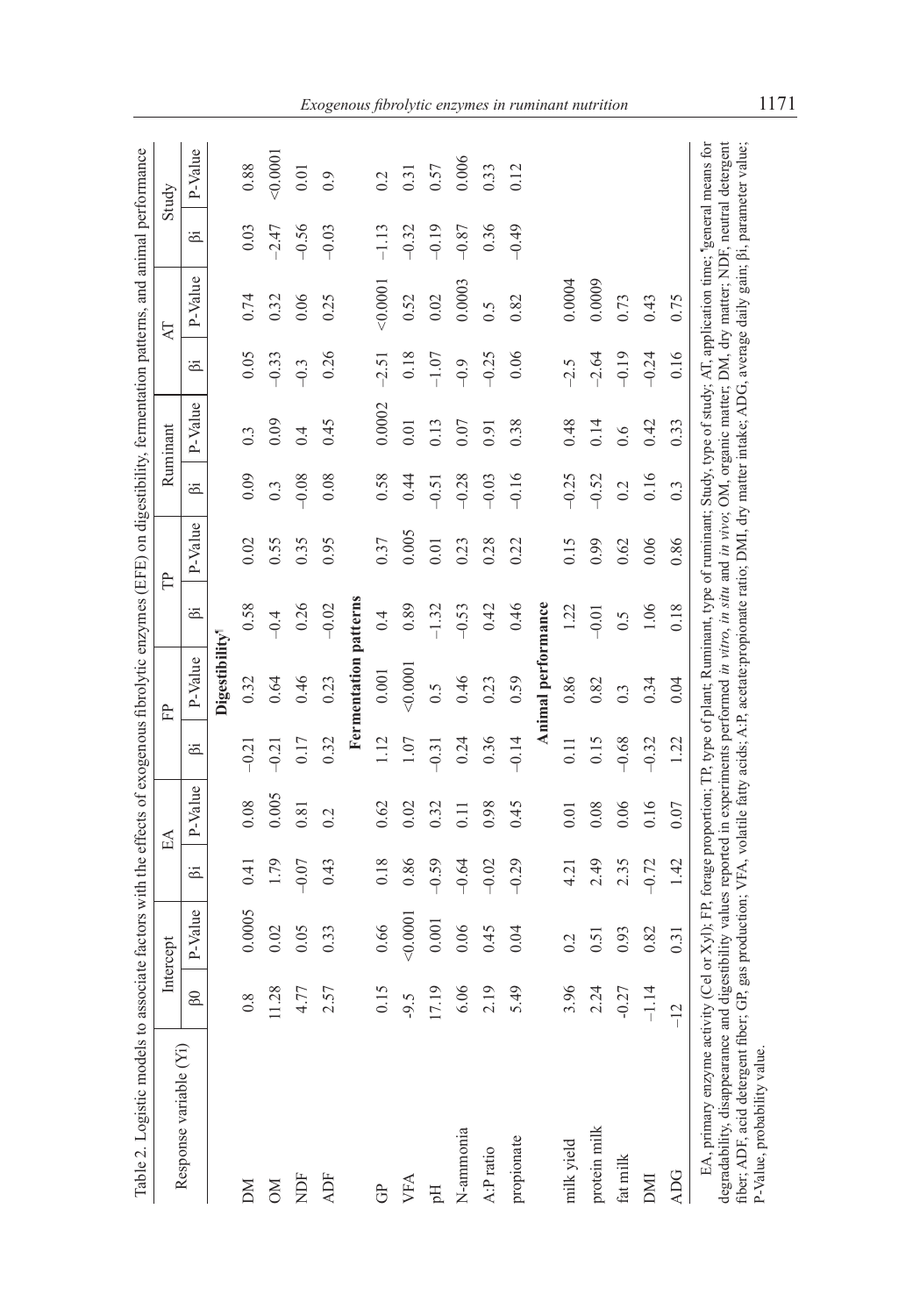Table 2. Logistic models to associate factors with the effects of exogenous fibrolytic enzymes (EFE) on digestibility, fermentation patterns, and animal performance

| Response variable (Yi) | Intercept | | EA | | FP | | TP | | Ruminant | | AT | | Study | |
|---|---|---|---|---|---|---|---|---|---|---|---|---|---|---|
| | β0 | P-Value | βi | P-Value | βi | P-Value | βi | P-Value | βi | P-Value | βi | P-Value | βi | P-Value |
| **Digestibility[¶]** | | | | | | | | | | | | | | |
| DM | 0.8 | 0.0005 | 0.41 | 0.08 | −0.21 | 0.32 | 0.58 | 0.02 | 0.09 | 0.3 | 0.05 | 0.74 | 0.03 | 0.88 |
| OM | 11.28 | 0.02 | 1.79 | 0.005 | −0.21 | 0.64 | −0.4 | 0.55 | 0.3 | 0.09 | −0.33 | 0.32 | −2.47 | <0.0001 |
| NDF | 4.77 | 0.05 | −0.07 | 0.81 | 0.17 | 0.46 | 0.26 | 0.35 | −0.08 | 0.4 | −0.3 | 0.06 | −0.56 | 0.01 |
| ADF | 2.57 | 0.33 | 0.43 | 0.2 | 0.32 | 0.23 | −0.02 | 0.95 | 0.08 | 0.45 | 0.26 | 0.25 | −0.03 | 0.9 |
| **Fermentation patterns** | | | | | | | | | | | | | | |
| GP | 0.15 | 0.66 | 0.18 | 0.62 | 1.12 | 0.001 | 0.4 | 0.37 | 0.58 | 0.0002 | −2.51 | <0.0001 | −1.13 | 0.2 |
| VFA | -9.5 | <0.0001 | 0.86 | 0.02 | 1.07 | <0.0001 | 0.89 | 0.005 | 0.44 | 0.01 | 0.18 | 0.52 | −0.32 | 0.31 |
| pH | 17.19 | 0.001 | −0.59 | 0.32 | −0.31 | 0.5 | −1.32 | 0.01 | −0.51 | 0.13 | −1.07 | 0.02 | −0.19 | 0.57 |
| N-ammonia | 6.06 | 0.06 | −0.64 | 0.11 | 0.24 | 0.46 | −0.53 | 0.23 | −0.28 | 0.07 | −0.9 | 0.0003 | −0.87 | 0.006 |
| A:P ratio | 2.19 | 0.45 | −0.02 | 0.98 | 0.36 | 0.23 | 0.42 | 0.28 | −0.03 | 0.91 | −0.25 | 0.5 | 0.36 | 0.33 |
| propionate | 5.49 | 0.04 | −0.29 | 0.45 | −0.14 | 0.59 | 0.46 | 0.22 | −0.16 | 0.38 | 0.06 | 0.82 | −0.49 | 0.12 |
| **Animal performance** | | | | | | | | | | | | | | |
| milk yield | 3.96 | 0.2 | 4.21 | 0.01 | 0.11 | 0.86 | 1.22 | 0.15 | −0.25 | 0.48 | −2.5 | 0.0004 | | |
| protein milk | 2.24 | 0.51 | 2.49 | 0.08 | 0.15 | 0.82 | −0.01 | 0.99 | −0.52 | 0.14 | −2.64 | 0.0009 | | |
| fat milk | -0.27 | 0.93 | 2.35 | 0.06 | −0.68 | 0.3 | 0.5 | 0.62 | 0.2 | 0.6 | −0.19 | 0.73 | | |
| DMI | −1.14 | 0.82 | −0.72 | 0.16 | −0.32 | 0.34 | 1.06 | 0.06 | 0.16 | 0.42 | −0.24 | 0.43 | | |
| ADG | −12 | 0.31 | 1.42 | 0.07 | 1.22 | 0.04 | 0.18 | 0.86 | 0.3 | 0.33 | 0.16 | 0.75 | | |

EA, primary enzyme activity (Cel or Xyl); FP, forage proportion; TP, type of plant; Ruminant, type of ruminant; Study, type of study; AT, application time; [¶]general means for degradability, disappearance and digestibility values reported in experiments performed *in vitro*, *in situ* and *in vivo*; OM, organic matter; DM, dry matter; NDF, neutral detergent fiber; ADF, acid detergent fiber; GP, gas production; VFA, volatile fatty acids; A:P, acetate:propionate ratio; DMI, dry matter intake; ADG, average daily gain; βi, parameter value; P-Value, probability value.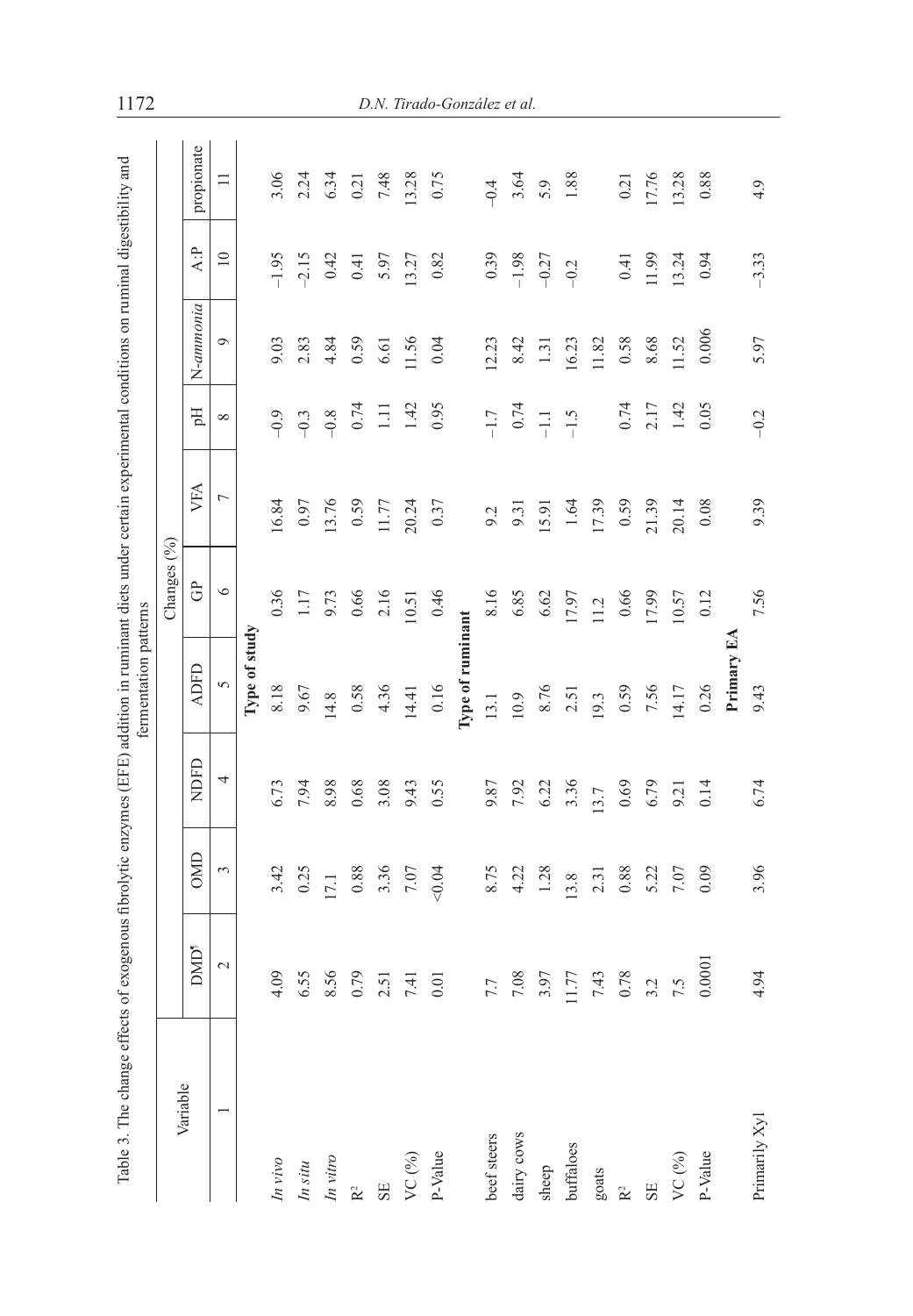Table 3. The change effects of exogenous fibrolytic enzymes (EFE) addition in ruminant diets under certain experimental conditions on ruminal digestibility and fermentation patterns

| Variable | Changes (%) | | | | | | | | | |
|---|---|---|---|---|---|---|---|---|---|---|
| | DMD¶ | OMD | NDFD | ADFD | GP | VFA | pH | N-*ammonia* | A:P | propionate |
| 1 | 2 | 3 | 4 | 5 | 6 | 7 | 8 | 9 | 10 | 11 |
| | | | | **Type of study** | | | | | | |
| *In vivo* | 4.09 | 3.42 | 6.73 | 8.18 | 0.36 | 16.84 | –0.9 | 9.03 | –1.95 | 3.06 |
| *In situ* | 6.55 | 0.25 | 7.94 | 9.67 | 1.17 | 0.97 | –0.3 | 2.83 | –2.15 | 2.24 |
| *In vitro* | 8.56 | 17.1 | 8.98 | 14.8 | 9.73 | 13.76 | –0.8 | 4.84 | 0.42 | 6.34 |
| $R^2$ | 0.79 | 0.88 | 0.68 | 0.58 | 0.66 | 0.59 | 0.74 | 0.59 | 0.41 | 0.21 |
| SE | 2.51 | 3.36 | 3.08 | 4.36 | 2.16 | 11.77 | 1.11 | 6.61 | 5.97 | 7.48 |
| VC (%) | 7.41 | 7.07 | 9.43 | 14.41 | 10.51 | 20.24 | 1.42 | 11.56 | 13.27 | 13.28 |
| P-Value | 0.01 | <0.04 | 0.55 | 0.16 | 0.46 | 0.37 | 0.95 | 0.04 | 0.82 | 0.75 |
| | | | | **Type of ruminant** | | | | | | |
| beef steers | 7.7 | 8.75 | 9.87 | 13.1 | 8.16 | 9.2 | –1.7 | 12.23 | 0.39 | –0.4 |
| dairy cows | 7.08 | 4.22 | 7.92 | 10.9 | 6.85 | 9.31 | 0.74 | 8.42 | –1.98 | 3.64 |
| sheep | 3.97 | 1.28 | 6.22 | 8.76 | 6.62 | 15.91 | –1.1 | 1.31 | –0.27 | 5.9 |
| buffaloes | 11.77 | 13.8 | 3.36 | 2.51 | 17.97 | 1.64 | –1.5 | 16.23 | –0.2 | 1.88 |
| goats | 7.43 | 2.31 | 13.7 | 19.3 | 11.2 | 17.39 | | 11.82 | | |
| $R^2$ | 0.78 | 0.88 | 0.69 | 0.59 | 0.66 | 0.59 | 0.74 | 0.58 | 0.41 | 0.21 |
| SE | 3.2 | 5.22 | 6.79 | 7.56 | 17.99 | 21.39 | 2.17 | 8.68 | 11.99 | 17.76 |
| VC (%) | 7.5 | 7.07 | 9.21 | 14.17 | 10.57 | 20.14 | 1.42 | 11.52 | 13.24 | 13.28 |
| P-Value | 0.0001 | 0.09 | 0.14 | 0.26 | 0.12 | 0.08 | 0.05 | 0.006 | 0.94 | 0.88 |
| | | | | **Primary EA** | | | | | | |
| Primarily Xyl | 4.94 | 3.96 | 6.74 | 9.43 | 7.56 | 9.39 | –0.2 | 5.97 | –3.33 | 4.9 |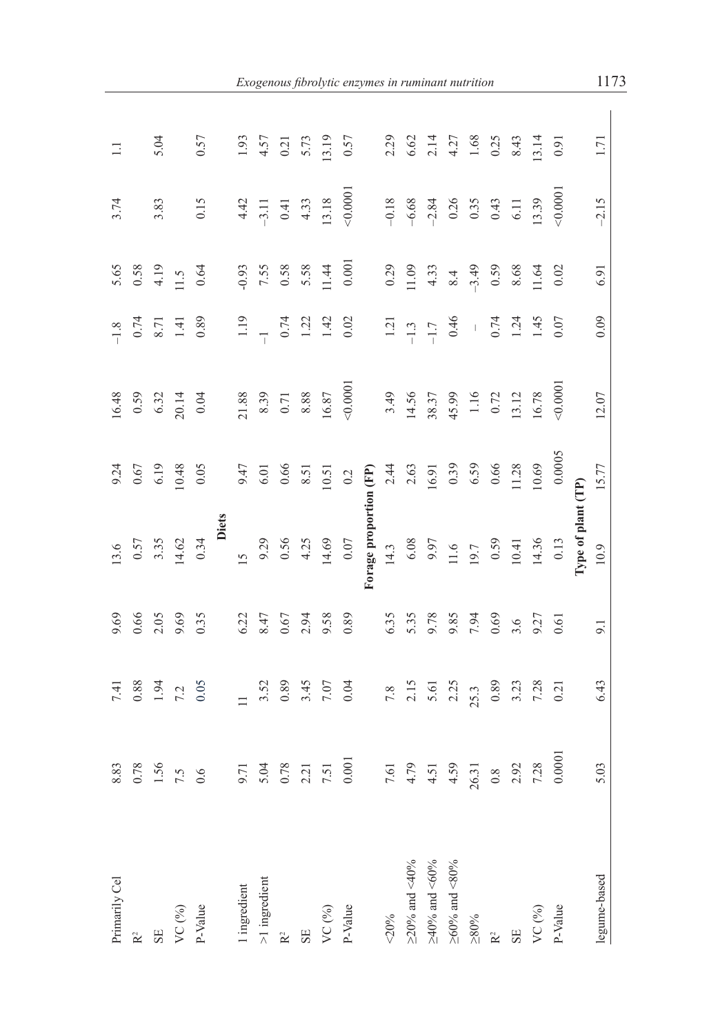| | | | | | | | | | | |
|---|---|---|---|---|---|---|---|---|---|---|
| Primarily Cel | 8.83 | 7.41 | 9.69 | 13.6 | 9.24 | 16.48 | −1.8 | 5.65 | 3.74 | 1.1 |
| $R^2$ | 0.78 | 0.88 | 0.66 | 0.57 | 0.67 | 0.59 | 0.74 | 0.58 | | |
| SE | 1.56 | 1.94 | 2.05 | 3.35 | 6.19 | 6.32 | 8.71 | 4.19 | 3.83 | 5.04 |
| VC (%) | 7.5 | 7.2 | 9.69 | 14.62 | 10.48 | 20.14 | 1.41 | 11.5 | | |
| P-Value | 0.6 | 0.05 | 0.35 | 0.34 | 0.05 | 0.04 | 0.89 | 0.64 | 0.15 | 0.57 |
| | | | | **Diets** | | | | | | |
| 1 ingredient | 9.71 | 11 | 6.22 | 15 | 9.47 | 21.88 | 1.19 | -0.93 | 4.42 | 1.93 |
| >1 ingredient | 5.04 | 3.52 | 8.47 | 9.29 | 6.01 | 8.39 | −1 | 7.55 | −3.11 | 4.57 |
| $R^2$ | 0.78 | 0.89 | 0.67 | 0.56 | 0.66 | 0.71 | 0.74 | 0.58 | 0.41 | 0.21 |
| SE | 2.21 | 3.45 | 2.94 | 4.25 | 8.51 | 8.88 | 1.22 | 5.58 | 4.33 | 5.73 |
| VC (%) | 7.51 | 7.07 | 9.58 | 14.69 | 10.51 | 16.87 | 1.42 | 11.44 | 13.18 | 13.19 |
| P-Value | 0.001 | 0.04 | 0.89 | 0.07 | 0.2 | <0.0001 | 0.02 | 0.001 | <0.0001 | 0.57 |
| | | | | **Forage proportion (FP)** | | | | | | |
| <20% | 7.61 | 7.8 | 6.35 | 14.3 | 2.44 | 3.49 | 1.21 | 0.29 | −0.18 | 2.29 |
| ≥20% and <40% | 4.79 | 2.15 | 5.35 | 6.08 | 2.63 | 14.56 | −1.3 | 11.09 | −6.68 | 6.62 |
| ≥40% and <60% | 4.51 | 5.61 | 9.78 | 9.97 | 16.91 | 38.37 | −1.7 | 4.33 | −2.84 | 2.14 |
| ≥60% and <80% | 4.59 | 2.25 | 9.85 | 11.6 | 0.39 | 45.99 | 0.46 | 8.4 | 0.26 | 4.27 |
| ≥80% | 26.31 | 25.3 | 7.94 | 19.7 | 6.59 | 1.16 | – | −3.49 | 0.35 | 1.68 |
| $R^2$ | 0.8 | 0.89 | 0.69 | 0.59 | 0.66 | 0.72 | 0.74 | 0.59 | 0.43 | 0.25 |
| SE | 2.92 | 3.23 | 3.6 | 10.41 | 11.28 | 13.12 | 1.24 | 8.68 | 6.11 | 8.43 |
| VC (%) | 7.28 | 7.28 | 9.27 | 14.36 | 10.69 | 16.78 | 1.45 | 11.64 | 13.39 | 13.14 |
| P-Value | 0.0001 | 0.21 | 0.61 | 0.13 | 0.0005 | <0.0001 | 0.07 | 0.02 | <0.0001 | 0.91 |
| | | | | **Type of plant (TP)** | | | | | | |
| legume-based | 5.03 | 6.43 | 9.1 | 10.9 | 15.77 | 12.07 | 0.09 | 6.91 | −2.15 | 1.71 |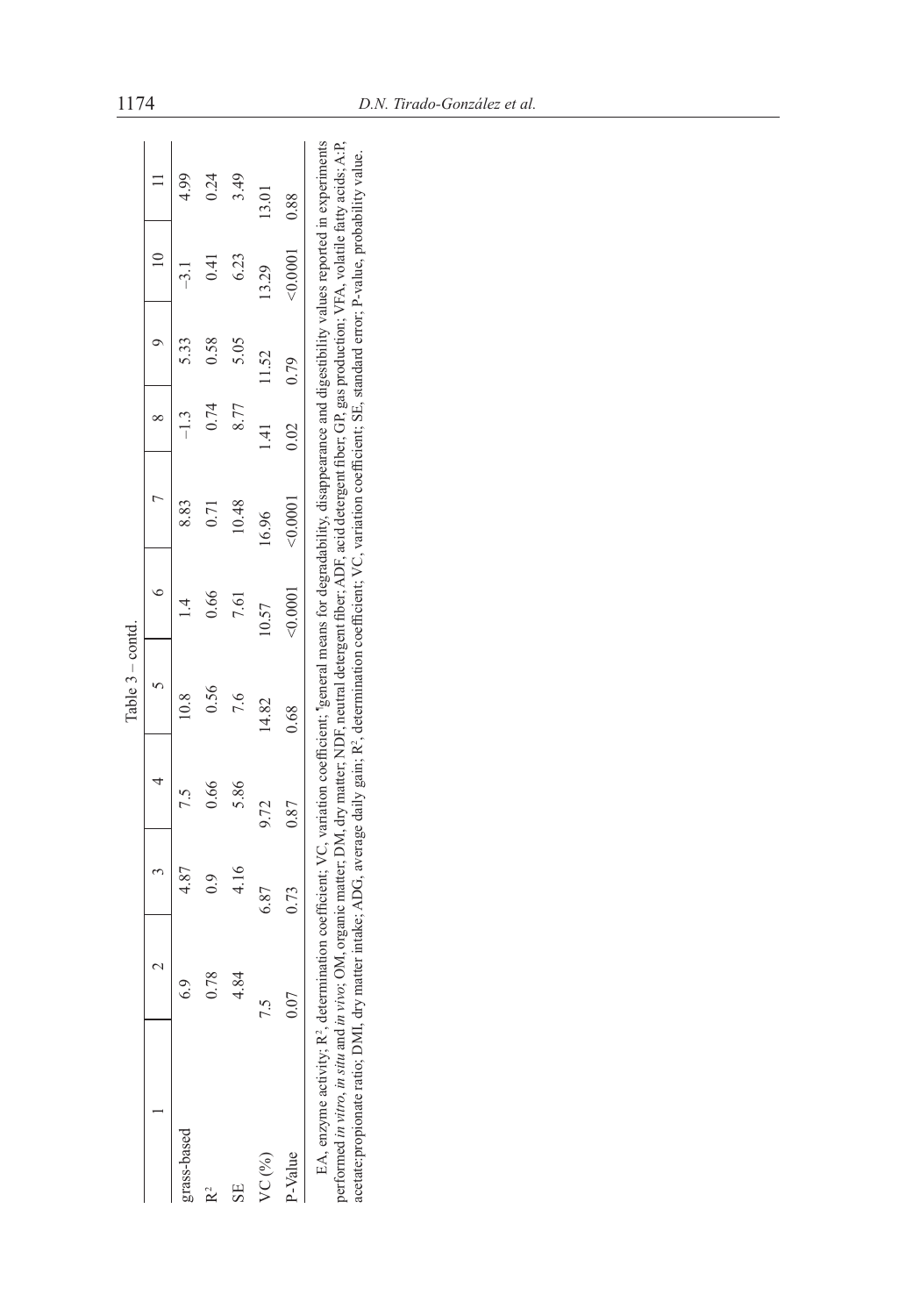Table 3 – contd.

| 1 | 2 | 3 | 4 | 5 | 6 | 7 | 8 | 9 | 10 | 11 |
|---|---|---|---|---|---|---|---|---|---|---|
| grass-based | 6.9 | 4.87 | 7.5 | 10.8 | 1.4 | 8.83 | –1.3 | 5.33 | –3.1 | 4.99 |
| $R^2$ | 0.78 | 0.9 | 0.66 | 0.56 | 0.66 | 0.71 | 0.74 | 0.58 | 0.41 | 0.24 |
| SE | 4.84 | 4.16 | 5.86 | 7.6 | 7.61 | 10.48 | 8.77 | 5.05 | 6.23 | 3.49 |
| VC (%) | 7.5 | 6.87 | 9.72 | 14.82 | 10.57 | 16.96 | 1.41 | 11.52 | 13.29 | 13.01 |
| P-Value | 0.07 | 0.73 | 0.87 | 0.68 | <0.0001 | <0.0001 | 0.02 | 0.79 | <0.0001 | 0.88 |

EA, enzyme activity; $R^2$, determination coefficient; VC, variation coefficient; [a]general means for degradability, disappearance and digestibility values reported in experiments performed *in vitro*, *in situ* and *in vivo*; OM, organic matter; DM, dry matter; NDF, neutral detergent fiber; ADF, acid detergent fiber; GP, gas production; VFA, volatile fatty acids; A:P, acetate:propionate ratio; DMI, dry matter intake; ADG, average daily gain; $R^2$, determination coefficient; VC, variation coefficient; SE, standard error; P-value, probability value.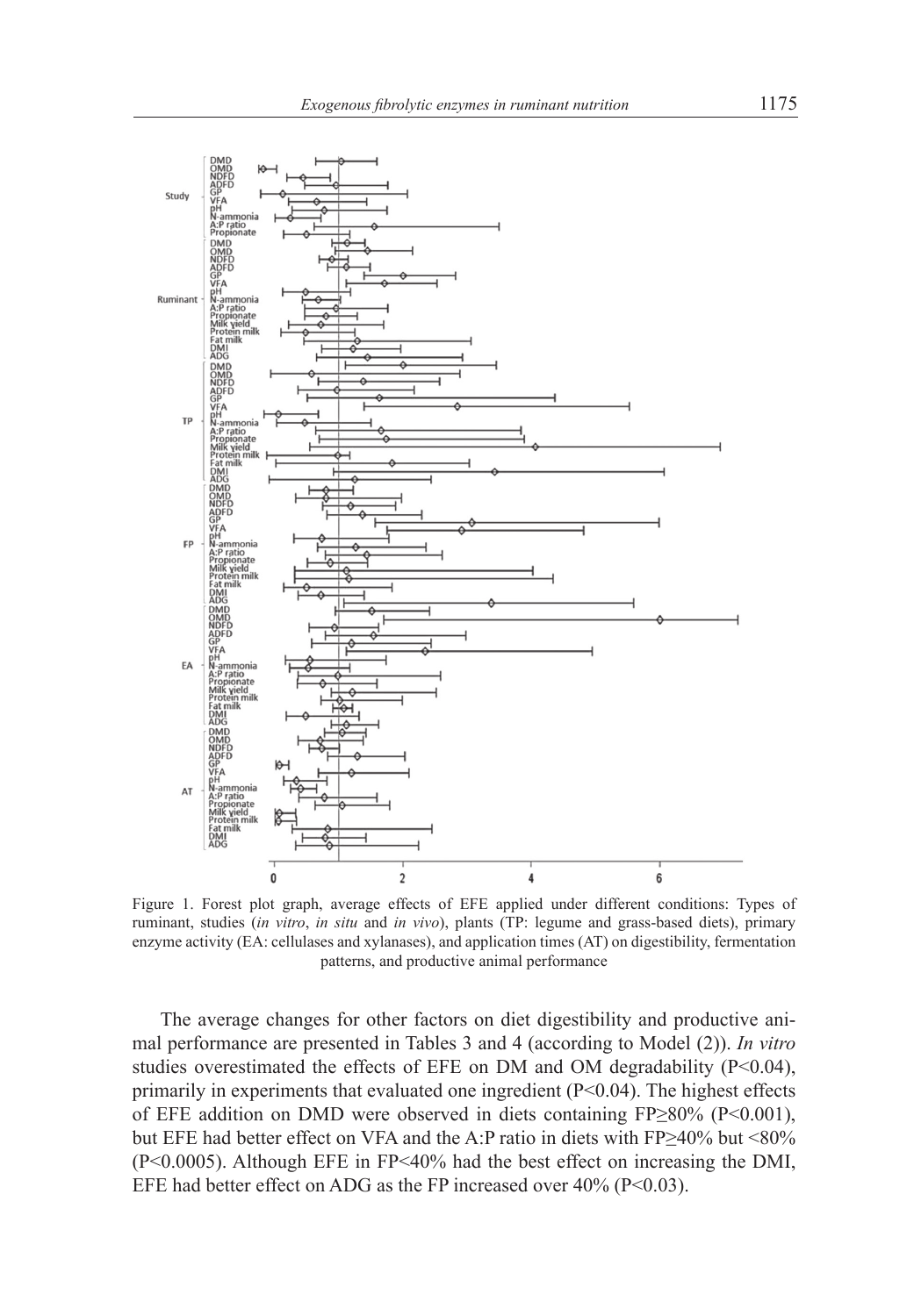Figure 1. Forest plot graph, average effects of EFE applied under different conditions: Types of ruminant, studies (*in vitro*, *in situ* and *in vivo*), plants (TP: legume and grass-based diets), primary enzyme activity (EA: cellulases and xylanases), and application times (AT) on digestibility, fermentation patterns, and productive animal performance

The average changes for other factors on diet digestibility and productive animal performance are presented in Tables 3 and 4 (according to Model (2)). *In vitro* studies overestimated the effects of EFE on DM and OM degradability ($P<0.04$), primarily in experiments that evaluated one ingredient ($P<0.04$). The highest effects of EFE addition on DMD were observed in diets containing FP≥80% ($P<0.001$), but EFE had better effect on VFA and the A:P ratio in diets with FP≥40% but <80% ($P<0.0005$). Although EFE in FP<40% had the best effect on increasing the DMI, EFE had better effect on ADG as the FP increased over 40% ($P<0.03$).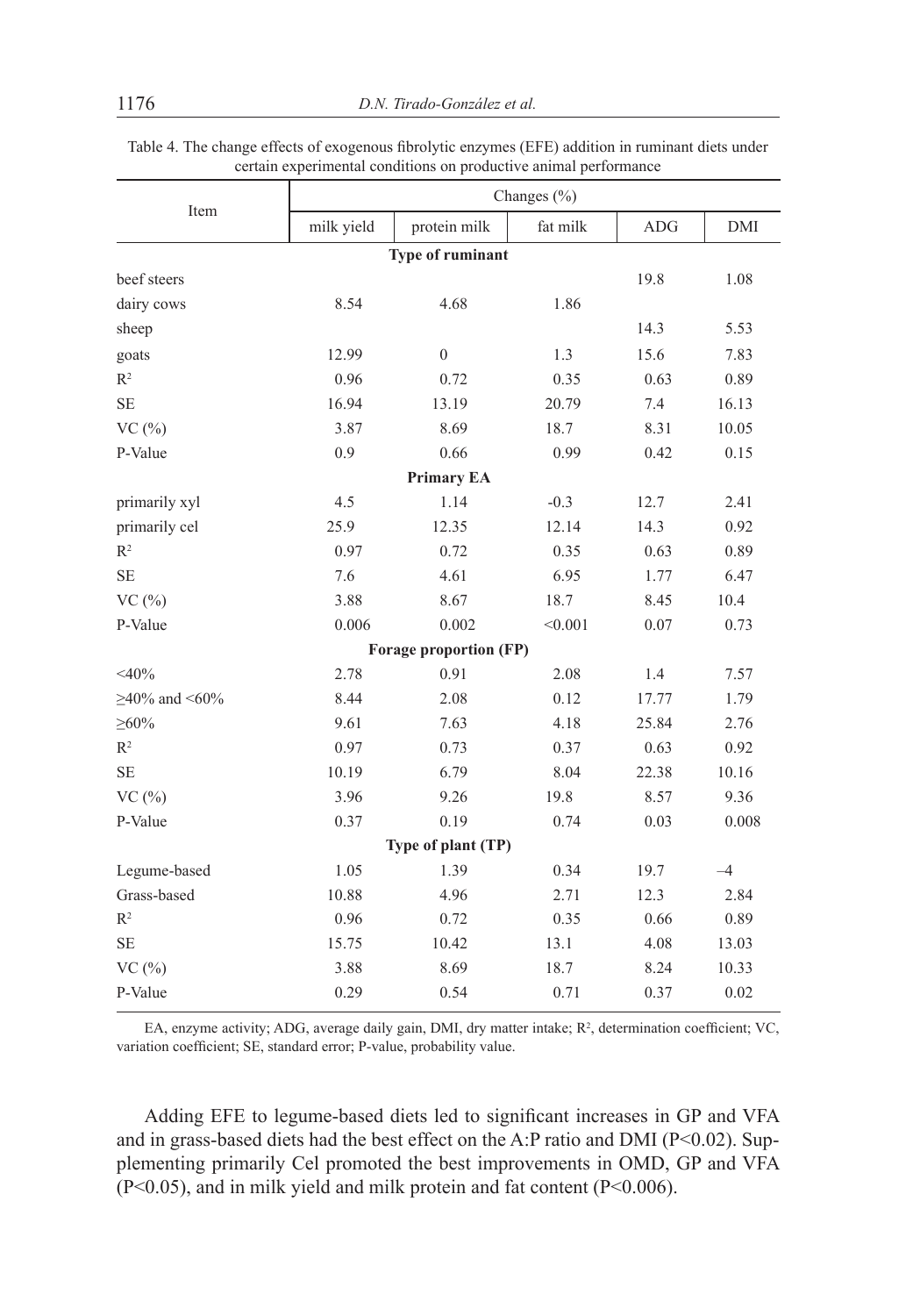Table 4. The change effects of exogenous fibrolytic enzymes (EFE) addition in ruminant diets under certain experimental conditions on productive animal performance

| Item | Changes (%) | | | | |
|---|---|---|---|---|---|
| | milk yield | protein milk | fat milk | ADG | DMI |
| **Type of ruminant** | | | | | |
| beef steers | | | | 19.8 | 1.08 |
| dairy cows | 8.54 | 4.68 | 1.86 | | |
| sheep | | | | 14.3 | 5.53 |
| goats | 12.99 | 0 | 1.3 | 15.6 | 7.83 |
| $R^2$ | 0.96 | 0.72 | 0.35 | 0.63 | 0.89 |
| SE | 16.94 | 13.19 | 20.79 | 7.4 | 16.13 |
| VC (%) | 3.87 | 8.69 | 18.7 | 8.31 | 10.05 |
| P-Value | 0.9 | 0.66 | 0.99 | 0.42 | 0.15 |
| **Primary EA** | | | | | |
| primarily xyl | 4.5 | 1.14 | -0.3 | 12.7 | 2.41 |
| primarily cel | 25.9 | 12.35 | 12.14 | 14.3 | 0.92 |
| $R^2$ | 0.97 | 0.72 | 0.35 | 0.63 | 0.89 |
| SE | 7.6 | 4.61 | 6.95 | 1.77 | 6.47 |
| VC (%) | 3.88 | 8.67 | 18.7 | 8.45 | 10.4 |
| P-Value | 0.006 | 0.002 | <0.001 | 0.07 | 0.73 |
| **Forage proportion (FP)** | | | | | |
| <40% | 2.78 | 0.91 | 2.08 | 1.4 | 7.57 |
| ≥40% and <60% | 8.44 | 2.08 | 0.12 | 17.77 | 1.79 |
| ≥60% | 9.61 | 7.63 | 4.18 | 25.84 | 2.76 |
| $R^2$ | 0.97 | 0.73 | 0.37 | 0.63 | 0.92 |
| SE | 10.19 | 6.79 | 8.04 | 22.38 | 10.16 |
| VC (%) | 3.96 | 9.26 | 19.8 | 8.57 | 9.36 |
| P-Value | 0.37 | 0.19 | 0.74 | 0.03 | 0.008 |
| **Type of plant (TP)** | | | | | |
| Legume-based | 1.05 | 1.39 | 0.34 | 19.7 | –4 |
| Grass-based | 10.88 | 4.96 | 2.71 | 12.3 | 2.84 |
| $R^2$ | 0.96 | 0.72 | 0.35 | 0.66 | 0.89 |
| SE | 15.75 | 10.42 | 13.1 | 4.08 | 13.03 |
| VC (%) | 3.88 | 8.69 | 18.7 | 8.24 | 10.33 |
| P-Value | 0.29 | 0.54 | 0.71 | 0.37 | 0.02 |

EA, enzyme activity; ADG, average daily gain, DMI, dry matter intake; $R^2$, determination coefficient; VC, variation coefficient; SE, standard error; P-value, probability value.

Adding EFE to legume-based diets led to significant increases in GP and VFA and in grass-based diets had the best effect on the A:P ratio and DMI ($P<0.02$). Supplementing primarily Cel promoted the best improvements in OMD, GP and VFA ($P<0.05$), and in milk yield and milk protein and fat content ($P<0.006$).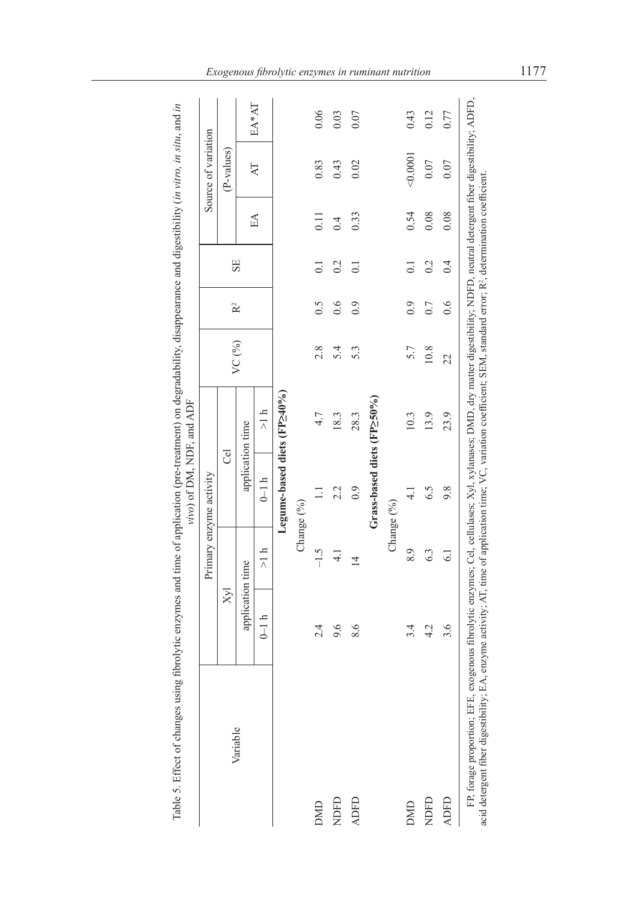Table 5. Effect of changes using fibrolytic enzymes and time of application (pre-treatment) on degradability, disappearance and digestibility (*in vitro*, *in situ*, and *in vivo*) of DM, NDF, and ADF

| Variable | Primary enzyme activity | | | | VC (%) | $R^2$ | SE | Source of variation (P-values) | | |
|---|---|---|---|---|---|---|---|---|---|---|
| | Xyl | | Cel | | | | | | | |
| | application time | | application time | | | | | | | |
| | 0–1 h | >1 h | 0–1 h | >1 h | | | | EA | AT | EA*AT |
| **Legume-based diets (FP≥40%)** | | | | | | | | | | |
| | Change (%) | | | | | | | | | |
| DMD | 2.4 | –1.5 | 1.1 | 4.7 | 2.8 | 0.5 | 0.1 | 0.11 | 0.83 | 0.06 |
| NDFD | 9.6 | 4.1 | 2.2 | 18.3 | 5.4 | 0.6 | 0.2 | 0.4 | 0.43 | 0.03 |
| ADFD | 8.6 | 14 | 0.9 | 28.3 | 5.3 | 0.9 | 0.1 | 0.33 | 0.02 | 0.07 |
| **Grass-based diets (FP≥50%)** | | | | | | | | | | |
| | Change (%) | | | | | | | | | |
| DMD | 3.4 | 8.9 | 4.1 | 10.3 | 5.7 | 0.9 | 0.1 | 0.54 | <0.0001 | 0.43 |
| NDFD | 4.2 | 6.3 | 6.5 | 13.9 | 10.8 | 0.7 | 0.2 | 0.08 | 0.07 | 0.12 |
| ADFD | 3.6 | 6.1 | 9.8 | 23.9 | 22 | 0.6 | 0.4 | 0.08 | 0.07 | 0.77 |

FP, forage proportion; EFE, exogenous fibrolytic enzymes; Cel, cellulases; Xyl, xylanases; DMD, dry matter digestibility; NDFD, neutral detergent fiber digestibility; ADFD, acid detergent fiber digestibility; EA, enzyme activity; AT, time of application time; VC, variation coefficient; SEM, standard error; $R^2$, determination coefficient.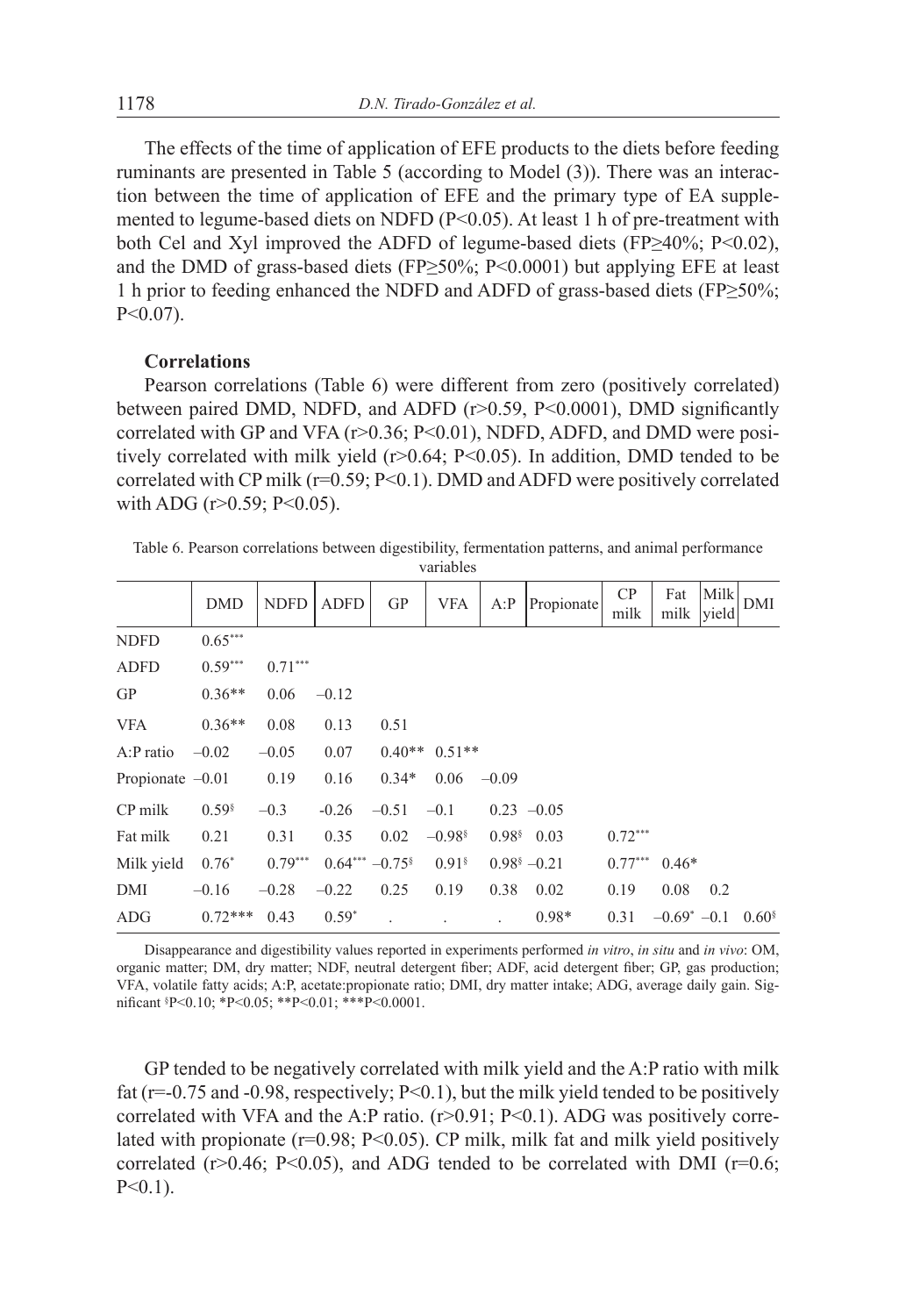The effects of the time of application of EFE products to the diets before feeding ruminants are presented in Table 5 (according to Model (3)). There was an interaction between the time of application of EFE and the primary type of EA supplemented to legume-based diets on NDFD ($P<0.05$). At least 1 h of pre-treatment with both Cel and Xyl improved the ADFD of legume-based diets (FP≥40%; $P<0.02$), and the DMD of grass-based diets (FP≥50%; $P<0.0001$) but applying EFE at least 1 h prior to feeding enhanced the NDFD and ADFD of grass-based diets (FP≥50%; $P<0.07$).

**Correlations**

Pearson correlations (Table 6) were different from zero (positively correlated) between paired DMD, NDFD, and ADFD ($r>0.59$, $P<0.0001$), DMD significantly correlated with GP and VFA ($r>0.36$; $P<0.01$), NDFD, ADFD, and DMD were positively correlated with milk yield ($r>0.64$; $P<0.05$). In addition, DMD tended to be correlated with CP milk ($r=0.59$; $P<0.1$). DMD and ADFD were positively correlated with ADG ($r>0.59$; $P<0.05$).

Table 6. Pearson correlations between digestibility, fermentation patterns, and animal performance variables

| | DMD | NDFD | ADFD | GP | VFA | A:P | Propionate | CP milk | Fat milk | Milk yield | DMI |
|---|---|---|---|---|---|---|---|---|---|---|---|
| NDFD | 0.65*** | | | | | | | | | | |
| ADFD | 0.59*** | 0.71*** | | | | | | | | | |
| GP | 0.36** | 0.06 | –0.12 | | | | | | | | |
| VFA | 0.36** | 0.08 | 0.13 | 0.51 | | | | | | | |
| A:P ratio | –0.02 | –0.05 | 0.07 | 0.40** | 0.51** | | | | | | |
| Propionate | –0.01 | 0.19 | 0.16 | 0.34* | 0.06 | –0.09 | | | | | |
| CP milk | 0.59§ | –0.3 | -0.26 | –0.51 | –0.1 | 0.23 | –0.05 | | | | |
| Fat milk | 0.21 | 0.31 | 0.35 | 0.02 | –0.98§ | 0.98§ | 0.03 | 0.72*** | | | |
| Milk yield | 0.76* | 0.79*** | 0.64*** | –0.75§ | 0.91§ | 0.98§ | –0.21 | 0.77*** | 0.46* | | |
| DMI | –0.16 | –0.28 | –0.22 | 0.25 | 0.19 | 0.38 | 0.02 | 0.19 | 0.08 | 0.2 | |
| ADG | 0.72*** | 0.43 | 0.59* | . | . | . | 0.98* | 0.31 | –0.69* | –0.1 | 0.60§ |

Disappearance and digestibility values reported in experiments performed *in vitro*, *in situ* and *in vivo*: OM, organic matter; DM, dry matter; NDF, neutral detergent fiber; ADF, acid detergent fiber; GP, gas production; VFA, volatile fatty acids; A:P, acetate:propionate ratio; DMI, dry matter intake; ADG, average daily gain. Significant §P<0.10; *P<0.05; **P<0.01; ***P<0.0001.

GP tended to be negatively correlated with milk yield and the A:P ratio with milk fat ($r=-0.75$ and $-0.98$, respectively; $P<0.1$), but the milk yield tended to be positively correlated with VFA and the A:P ratio. ($r>0.91$; $P<0.1$). ADG was positively correlated with propionate ($r=0.98$; $P<0.05$). CP milk, milk fat and milk yield positively correlated ($r>0.46$; $P<0.05$), and ADG tended to be correlated with DMI ($r=0.6$; $P<0.1$).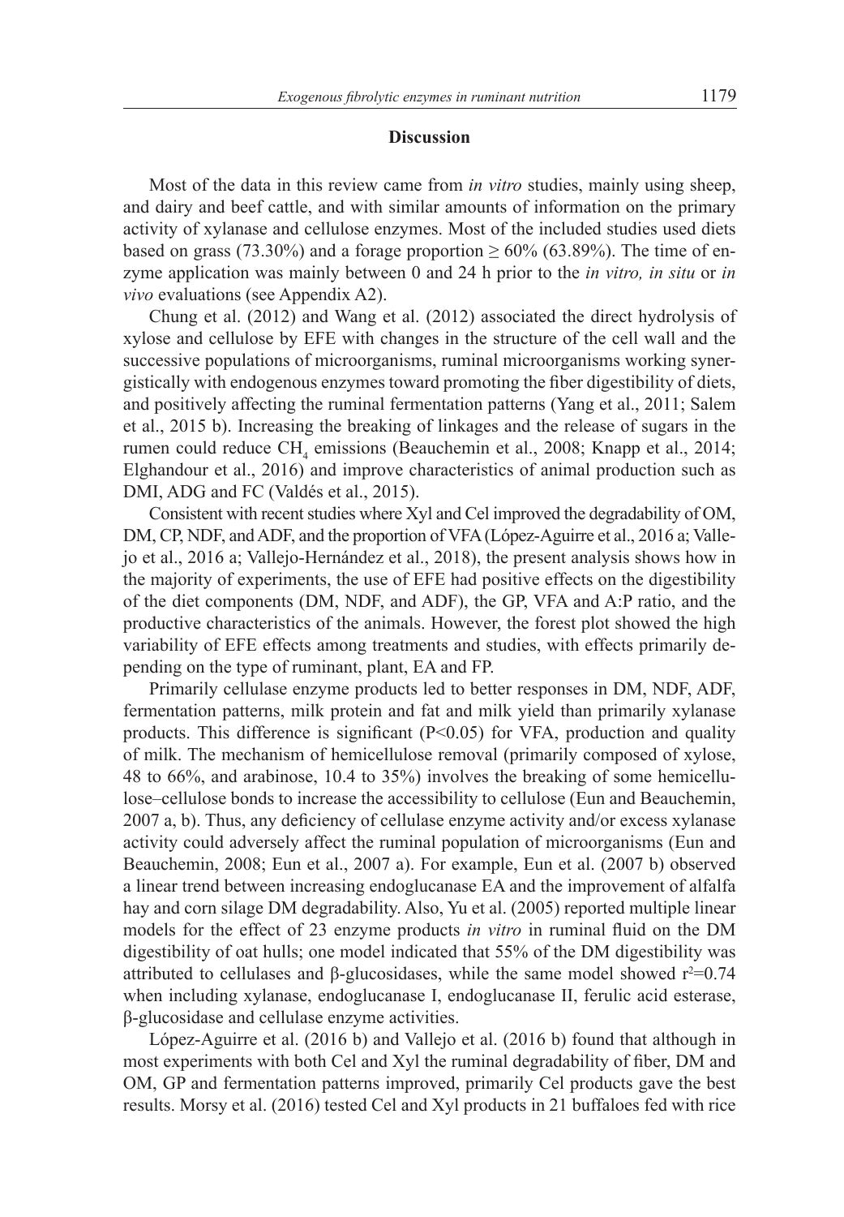## Discussion

Most of the data in this review came from *in vitro* studies, mainly using sheep, and dairy and beef cattle, and with similar amounts of information on the primary activity of xylanase and cellulose enzymes. Most of the included studies used diets based on grass (73.30%) and a forage proportion ≥ 60% (63.89%). The time of enzyme application was mainly between 0 and 24 h prior to the *in vitro, in situ* or *in vivo* evaluations (see Appendix A2).

Chung et al. (2012) and Wang et al. (2012) associated the direct hydrolysis of xylose and cellulose by EFE with changes in the structure of the cell wall and the successive populations of microorganisms, ruminal microorganisms working synergistically with endogenous enzymes toward promoting the fiber digestibility of diets, and positively affecting the ruminal fermentation patterns (Yang et al., 2011; Salem et al., 2015 b). Increasing the breaking of linkages and the release of sugars in the rumen could reduce $CH_4$ emissions (Beauchemin et al., 2008; Knapp et al., 2014; Elghandour et al., 2016) and improve characteristics of animal production such as DMI, ADG and FC (Valdés et al., 2015).

Consistent with recent studies where Xyl and Cel improved the degradability of OM, DM, CP, NDF, and ADF, and the proportion of VFA (López-Aguirre et al., 2016 a; Vallejo et al., 2016 a; Vallejo-Hernández et al., 2018), the present analysis shows how in the majority of experiments, the use of EFE had positive effects on the digestibility of the diet components (DM, NDF, and ADF), the GP, VFA and A:P ratio, and the productive characteristics of the animals. However, the forest plot showed the high variability of EFE effects among treatments and studies, with effects primarily depending on the type of ruminant, plant, EA and FP.

Primarily cellulase enzyme products led to better responses in DM, NDF, ADF, fermentation patterns, milk protein and fat and milk yield than primarily xylanase products. This difference is significant ($P<0.05$) for VFA, production and quality of milk. The mechanism of hemicellulose removal (primarily composed of xylose, 48 to 66%, and arabinose, 10.4 to 35%) involves the breaking of some hemicellulose–cellulose bonds to increase the accessibility to cellulose (Eun and Beauchemin, 2007 a, b). Thus, any deficiency of cellulase enzyme activity and/or excess xylanase activity could adversely affect the ruminal population of microorganisms (Eun and Beauchemin, 2008; Eun et al., 2007 a). For example, Eun et al. (2007 b) observed a linear trend between increasing endoglucanase EA and the improvement of alfalfa hay and corn silage DM degradability. Also, Yu et al. (2005) reported multiple linear models for the effect of 23 enzyme products *in vitro* in ruminal fluid on the DM digestibility of oat hulls; one model indicated that 55% of the DM digestibility was attributed to cellulases and β-glucosidases, while the same model showed $r^2=0.74$ when including xylanase, endoglucanase I, endoglucanase II, ferulic acid esterase, β-glucosidase and cellulase enzyme activities.

López-Aguirre et al. (2016 b) and Vallejo et al. (2016 b) found that although in most experiments with both Cel and Xyl the ruminal degradability of fiber, DM and OM, GP and fermentation patterns improved, primarily Cel products gave the best results. Morsy et al. (2016) tested Cel and Xyl products in 21 buffaloes fed with rice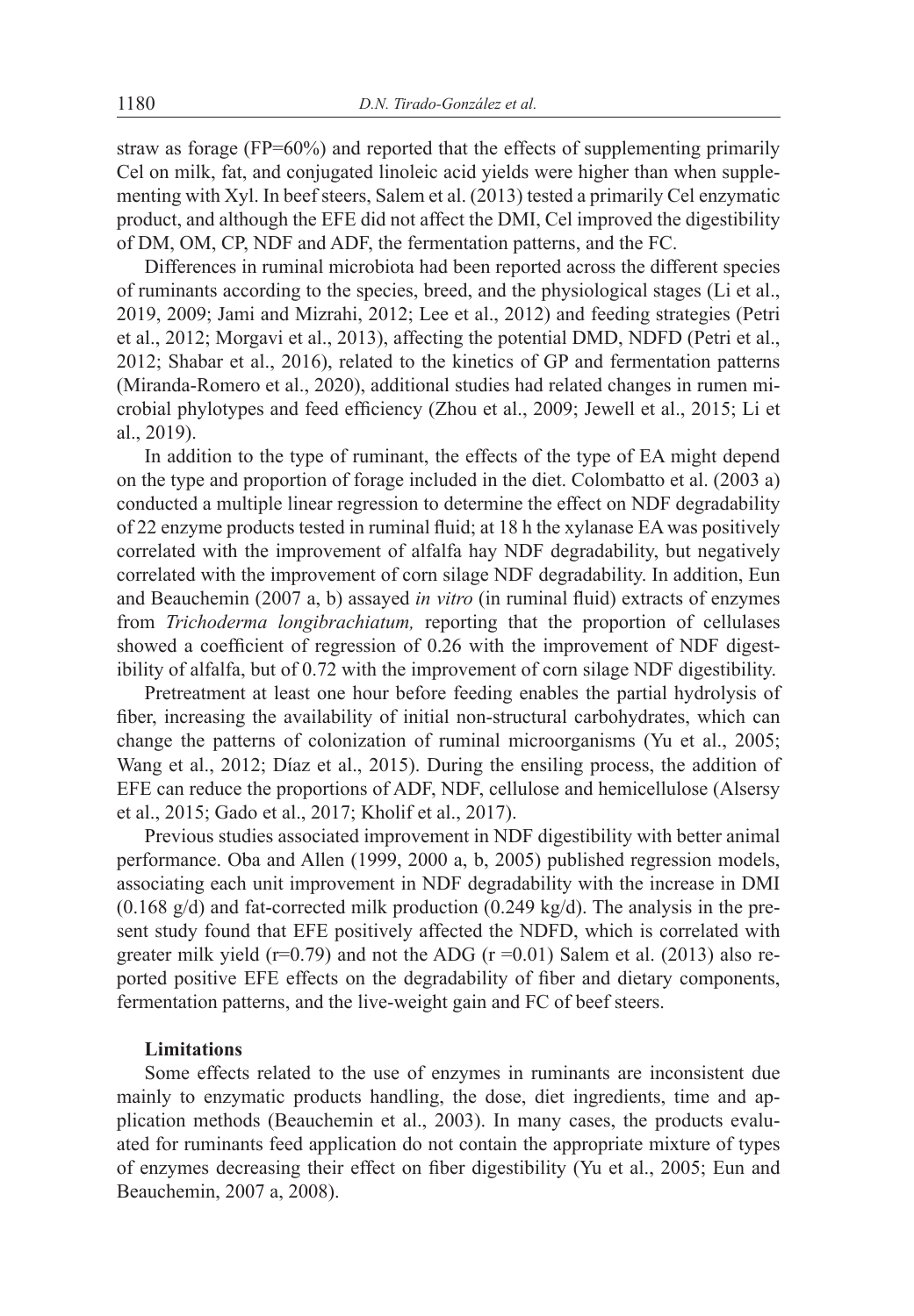straw as forage (FP=60%) and reported that the effects of supplementing primarily Cel on milk, fat, and conjugated linoleic acid yields were higher than when supplementing with Xyl. In beef steers, Salem et al. (2013) tested a primarily Cel enzymatic product, and although the EFE did not affect the DMI, Cel improved the digestibility of DM, OM, CP, NDF and ADF, the fermentation patterns, and the FC.

Differences in ruminal microbiota had been reported across the different species of ruminants according to the species, breed, and the physiological stages (Li et al., 2019, 2009; Jami and Mizrahi, 2012; Lee et al., 2012) and feeding strategies (Petri et al., 2012; Morgavi et al., 2013), affecting the potential DMD, NDFD (Petri et al., 2012; Shabar et al., 2016), related to the kinetics of GP and fermentation patterns (Miranda-Romero et al., 2020), additional studies had related changes in rumen microbial phylotypes and feed efficiency (Zhou et al., 2009; Jewell et al., 2015; Li et al., 2019).

In addition to the type of ruminant, the effects of the type of EA might depend on the type and proportion of forage included in the diet. Colombatto et al. (2003 a) conducted a multiple linear regression to determine the effect on NDF degradability of 22 enzyme products tested in ruminal fluid; at 18 h the xylanase EA was positively correlated with the improvement of alfalfa hay NDF degradability, but negatively correlated with the improvement of corn silage NDF degradability. In addition, Eun and Beauchemin (2007 a, b) assayed *in vitro* (in ruminal fluid) extracts of enzymes from *Trichoderma longibrachiatum,* reporting that the proportion of cellulases showed a coefficient of regression of 0.26 with the improvement of NDF digestibility of alfalfa, but of 0.72 with the improvement of corn silage NDF digestibility.

Pretreatment at least one hour before feeding enables the partial hydrolysis of fiber, increasing the availability of initial non-structural carbohydrates, which can change the patterns of colonization of ruminal microorganisms (Yu et al., 2005; Wang et al., 2012; Díaz et al., 2015). During the ensiling process, the addition of EFE can reduce the proportions of ADF, NDF, cellulose and hemicellulose (Alsersy et al., 2015; Gado et al., 2017; Kholif et al., 2017).

Previous studies associated improvement in NDF digestibility with better animal performance. Oba and Allen (1999, 2000 a, b, 2005) published regression models, associating each unit improvement in NDF degradability with the increase in DMI (0.168 g/d) and fat-corrected milk production (0.249 kg/d). The analysis in the present study found that EFE positively affected the NDFD, which is correlated with greater milk yield ($r$=0.79) and not the ADG ($r$ =0.01) Salem et al. (2013) also reported positive EFE effects on the degradability of fiber and dietary components, fermentation patterns, and the live-weight gain and FC of beef steers.

**Limitations**

Some effects related to the use of enzymes in ruminants are inconsistent due mainly to enzymatic products handling, the dose, diet ingredients, time and application methods (Beauchemin et al., 2003). In many cases, the products evaluated for ruminants feed application do not contain the appropriate mixture of types of enzymes decreasing their effect on fiber digestibility (Yu et al., 2005; Eun and Beauchemin, 2007 a, 2008).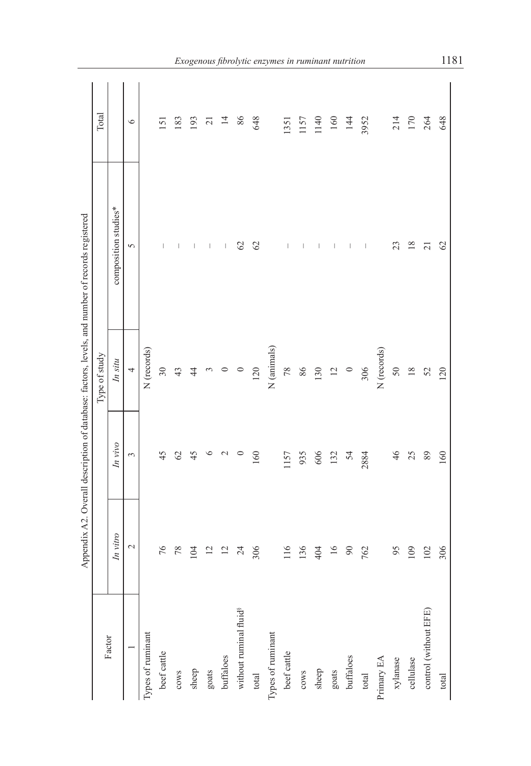Appendix A2. Overall description of database: factors, levels, and number of records registered

| Factor | Type of study | | | | Total |
|---|---|---|---|---|---|
| | *In vitro* | *In vivo* | *In situ* | composition studies* | |
| 1 | 2 | 3 | 4 | 5 | 6 |
| | | | N (records) | | |
| Types of ruminant | | | | | |
| beef cattle | 76 | 45 | 30 | – | 151 |
| cows | 78 | 62 | 43 | – | 183 |
| sheep | 104 | 45 | 44 | – | 193 |
| goats | 12 | 6 | 3 | – | 21 |
| buffaloes | 12 | 2 | 0 | – | 14 |
| without ruminal fluid[§] | 24 | 0 | 0 | 62 | 86 |
| total | 306 | 160 | 120 | 62 | 648 |
| | | | N (animals) | | |
| Types of ruminant | | | | | |
| beef cattle | 116 | 1157 | 78 | – | 1351 |
| cows | 136 | 935 | 86 | – | 1157 |
| sheep | 404 | 606 | 130 | – | 1140 |
| goats | 16 | 132 | 12 | – | 160 |
| buffaloes | 90 | 54 | 0 | – | 144 |
| total | 762 | 2884 | 306 | – | 3952 |
| | | | N (records) | | |
| Primary EA | | | | | |
| xylanase | 95 | 46 | 50 | 23 | 214 |
| cellulase | 109 | 25 | 18 | 18 | 170 |
| control (without EFE) | 102 | 89 | 52 | 21 | 264 |
| total | 306 | 160 | 120 | 62 | 648 |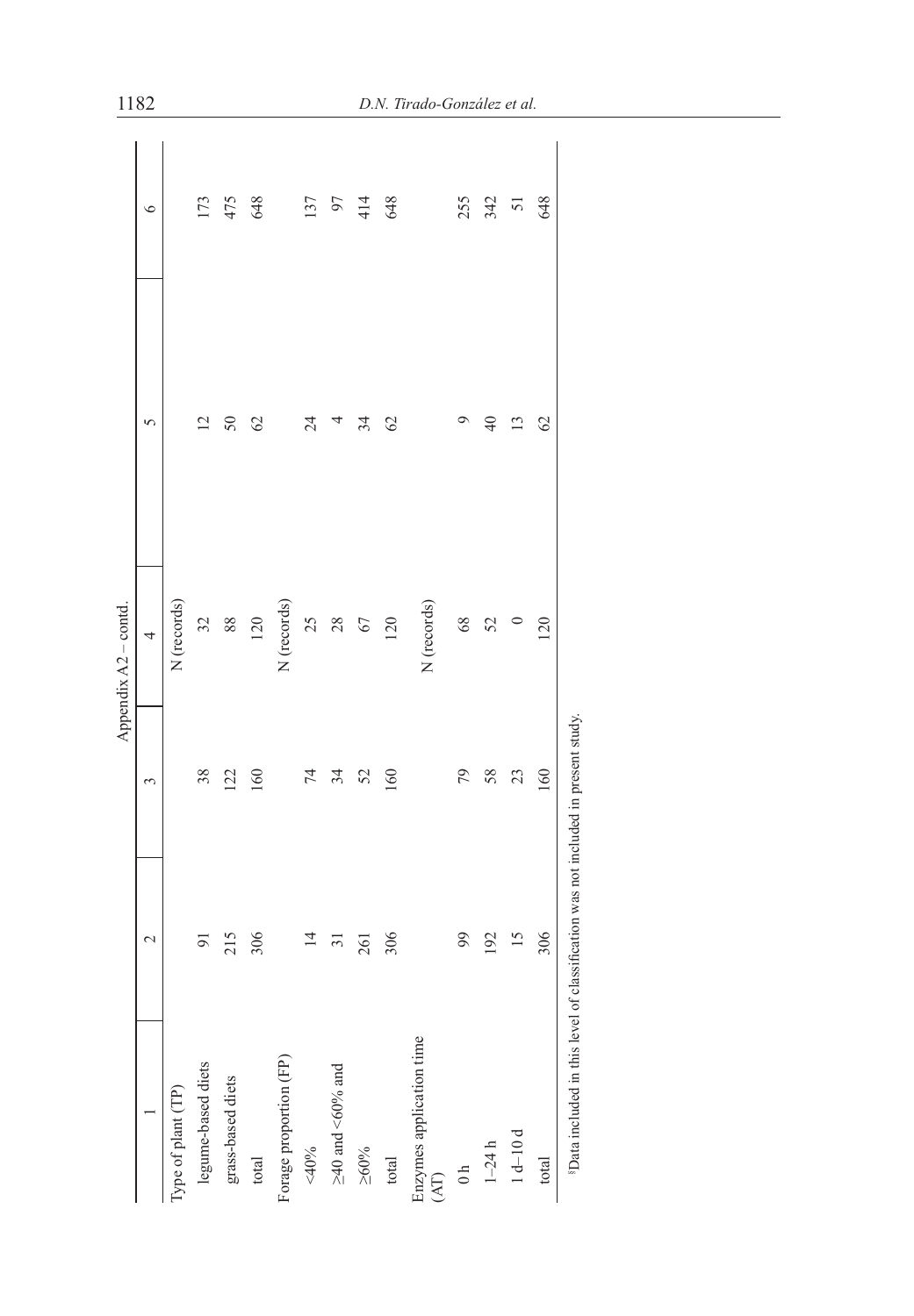Appendix A2 – contd.

| 1 | 2 | 3 | 4 | 5 | 6 |
|---|---|---|---|---|---|
| Type of plant (TP) | | | N (records) | | |
| legume-based diets | 91 | 38 | 32 | 12 | 173 |
| grass-based diets | 215 | 122 | 88 | 50 | 475 |
| total | 306 | 160 | 120 | 62 | 648 |
| Forage proportion (FP) | | | N (records) | | |
| <40% | 14 | 74 | 25 | 24 | 137 |
| ≥40 and <60% and | 31 | 34 | 28 | 4 | 97 |
| ≥60% | 261 | 52 | 67 | 34 | 414 |
| total | 306 | 160 | 120 | 62 | 648 |
| Enzymes application time (AT) | | | N (records) | | |
| 0 h | 99 | 79 | 68 | 9 | 255 |
| 1–24 h | 192 | 58 | 52 | 40 | 342 |
| 1 d–10 d | 15 | 23 | 0 | 13 | 51 |
| total | 306 | 160 | 120 | 62 | 648 |

[§]Data included in this level of classification was not included in present study.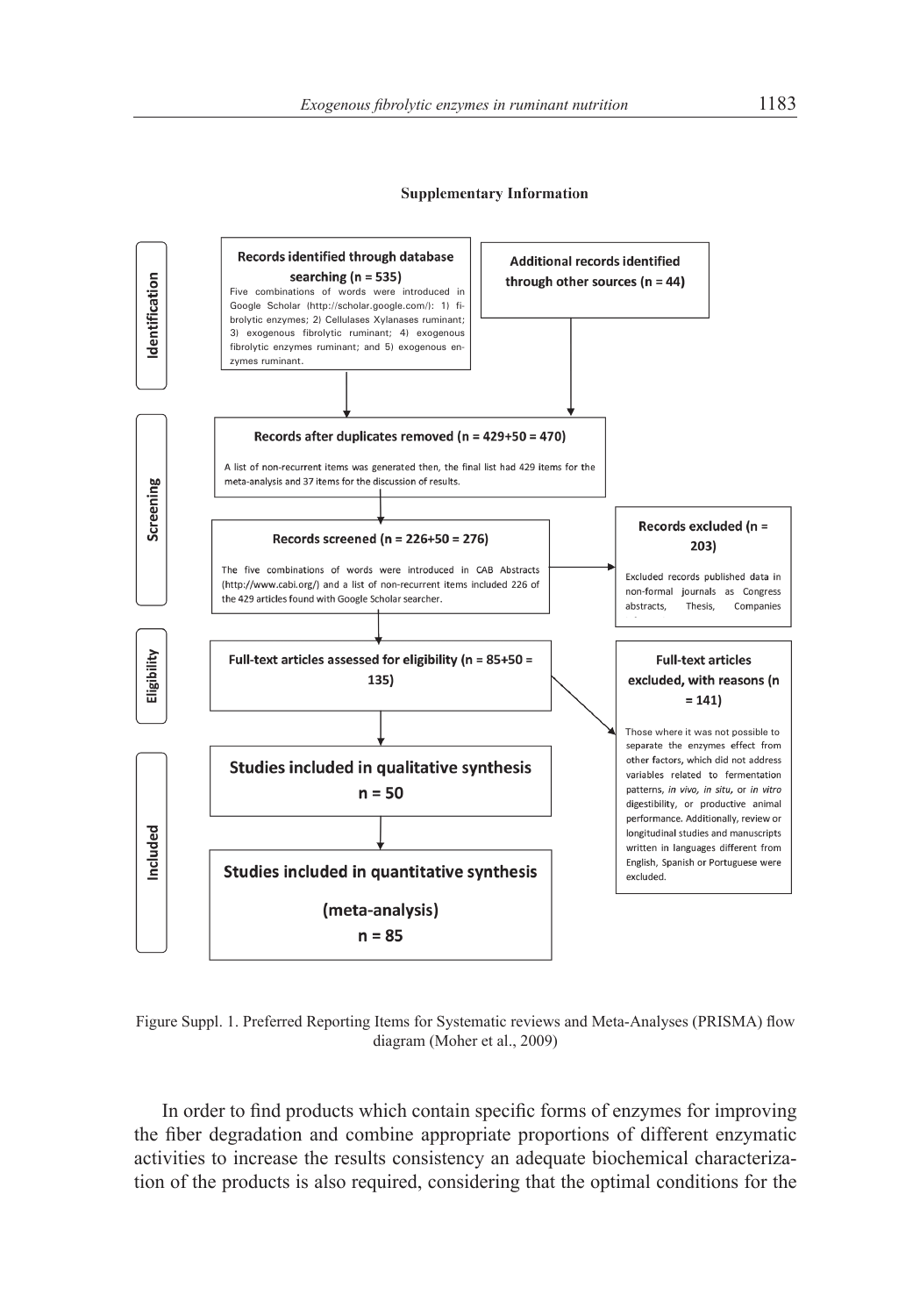**Supplementary Information**

**Identification**

**Records identified through database searching (n = 535)**
Five combinations of words were introduced in Google Scholar (http://scholar.google.com/): 1) fibrolytic enzymes; 2) Cellulases Xylanases ruminant; 3) exogenous fibrolytic ruminant; 4) exogenous fibrolytic enzymes ruminant; and 5) exogenous enzymes ruminant.

**Additional records identified through other sources (n = 44)**

**Screening**

**Records after duplicates removed (n = 429+50 = 470)**
A list of non-recurrent items was generated then, the final list had 429 items for the meta-analysis and 37 items for the discussion of results.

**Records screened (n = 226+50 = 276)**
The five combinations of words were introduced in CAB Abstracts (http://www.cabi.org/) and a list of non-recurrent items included 226 of the 429 articles found with Google Scholar searcher.

**Records excluded (n = 203)**
Excluded records published data in non-formal journals as Congress abstracts, Thesis, Companies

**Eligibility**

**Full-text articles assessed for eligibility (n = 85+50 = 135)**

**Full-text articles excluded, with reasons (n = 141)**
Those where it was not possible to separate the enzymes effect from other factors, which did not address variables related to fermentation patterns, *in vivo*, *in situ*, or *in vitro* digestibility, or productive animal performance. Additionally, review or longitudinal studies and manuscripts written in languages different from English, Spanish or Portuguese were excluded.

**Included**

**Studies included in qualitative synthesis n = 50**

**Studies included in quantitative synthesis (meta-analysis) n = 85**

Figure Suppl. 1. Preferred Reporting Items for Systematic reviews and Meta-Analyses (PRISMA) flow diagram (Moher et al., 2009)

In order to find products which contain specific forms of enzymes for improving the fiber degradation and combine appropriate proportions of different enzymatic activities to increase the results consistency an adequate biochemical characterization of the products is also required, considering that the optimal conditions for the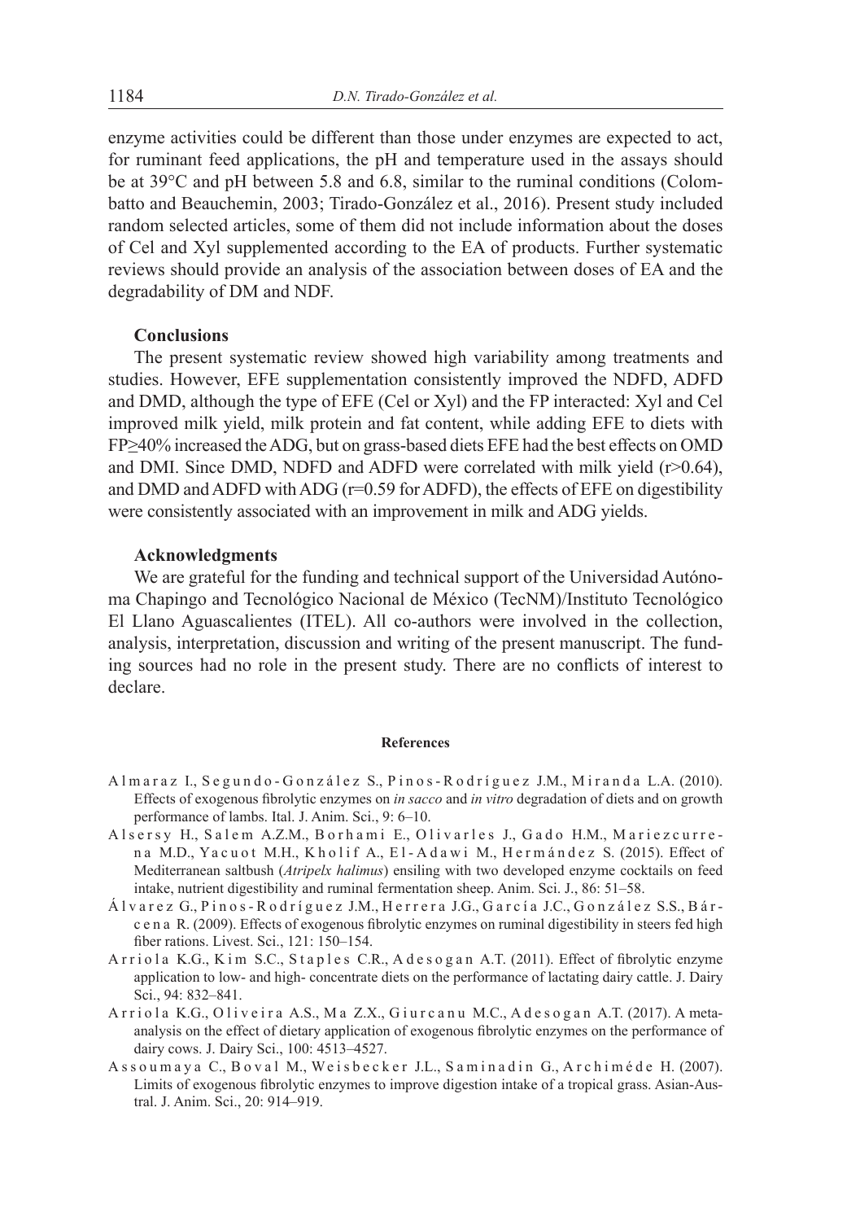enzyme activities could be different than those under enzymes are expected to act, for ruminant feed applications, the pH and temperature used in the assays should be at 39°C and pH between 5.8 and 6.8, similar to the ruminal conditions (Colombatto and Beauchemin, 2003; Tirado-González et al., 2016). Present study included random selected articles, some of them did not include information about the doses of Cel and Xyl supplemented according to the EA of products. Further systematic reviews should provide an analysis of the association between doses of EA and the degradability of DM and NDF.

## Conclusions

The present systematic review showed high variability among treatments and studies. However, EFE supplementation consistently improved the NDFD, ADFD and DMD, although the type of EFE (Cel or Xyl) and the FP interacted: Xyl and Cel improved milk yield, milk protein and fat content, while adding EFE to diets with FP≥40% increased the ADG, but on grass-based diets EFE had the best effects on OMD and DMI. Since DMD, NDFD and ADFD were correlated with milk yield ($r>0.64$), and DMD and ADFD with ADG ($r=0.59$ for ADFD), the effects of EFE on digestibility were consistently associated with an improvement in milk and ADG yields.

## Acknowledgments

We are grateful for the funding and technical support of the Universidad Autónoma Chapingo and Tecnológico Nacional de México (TecNM)/Instituto Tecnológico El Llano Aguascalientes (ITEL). All co-authors were involved in the collection, analysis, interpretation, discussion and writing of the present manuscript. The funding sources had no role in the present study. There are no conflicts of interest to declare.

## References

Almaraz I., Segundo-González S., Pinos-Rodríguez J.M., Miranda L.A. (2010). Effects of exogenous fibrolytic enzymes on *in sacco* and *in vitro* degradation of diets and on growth performance of lambs. Ital. J. Anim. Sci., 9: 6–10.

Alsersy H., Salem A.Z.M., Borhami E., Olivarles J., Gado H.M., Mariezcurrena M.D., Yacuot M.H., Kholif A., El-Adawi M., Hermández S. (2015). Effect of Mediterranean saltbush (*Atripelx halimus*) ensiling with two developed enzyme cocktails on feed intake, nutrient digestibility and ruminal fermentation sheep. Anim. Sci. J., 86: 51–58.

Álvarez G., Pinos-Rodríguez J.M., Herrera J.G., García J.C., González S.S., Bárcena R. (2009). Effects of exogenous fibrolytic enzymes on ruminal digestibility in steers fed high fiber rations. Livest. Sci., 121: 150–154.

Arriola K.G., Kim S.C., Staples C.R., Adesogan A.T. (2011). Effect of fibrolytic enzyme application to low- and high- concentrate diets on the performance of lactating dairy cattle. J. Dairy Sci., 94: 832–841.

Arriola K.G., Oliveira A.S., Ma Z.X., Giurcanu M.C., Adesogan A.T. (2017). A meta-analysis on the effect of dietary application of exogenous fibrolytic enzymes on the performance of dairy cows. J. Dairy Sci., 100: 4513–4527.

Assoumaya C., Boval M., Weisbecker J.L., Saminadin G., Archiméde H. (2007). Limits of exogenous fibrolytic enzymes to improve digestion intake of a tropical grass. Asian-Austral. J. Anim. Sci., 20: 914–919.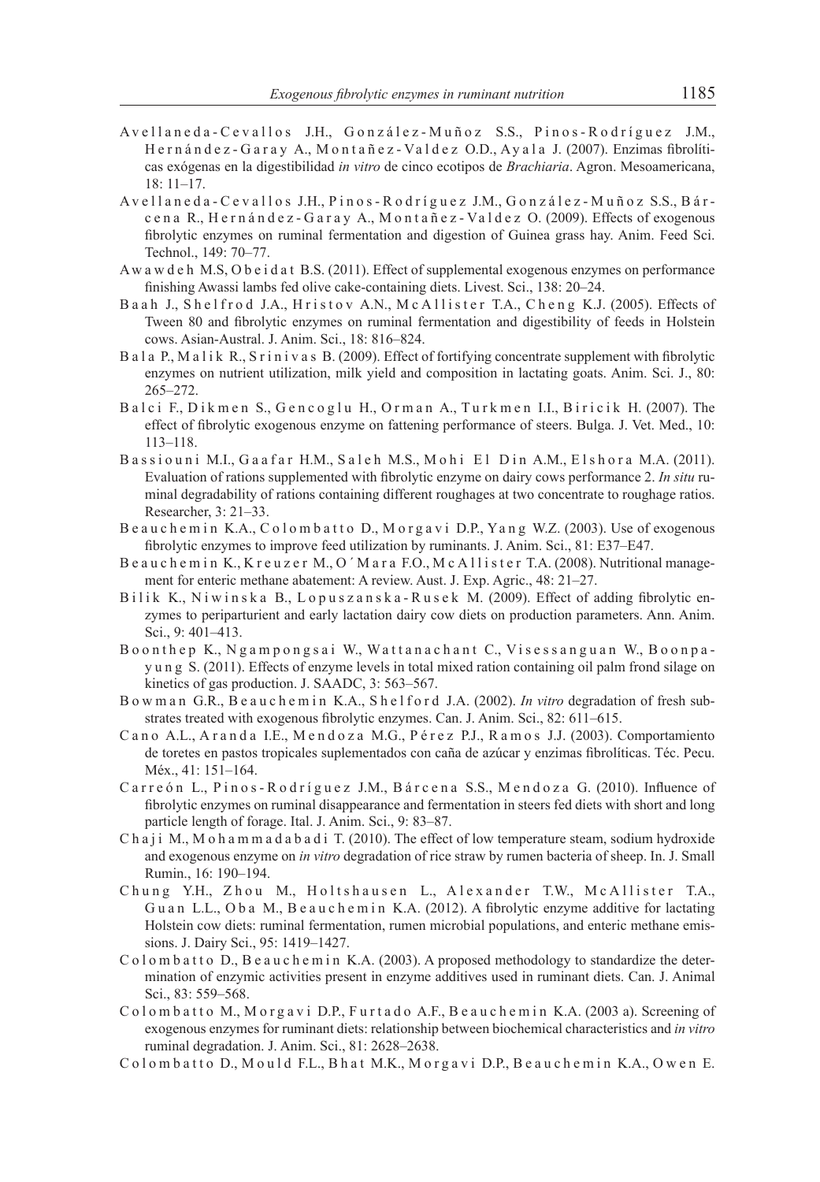Avellaneda-Cevallos J.H., González-Muñoz S.S., Pinos-Rodríguez J.M., Hernández-Garay A., Montañez-Valdez O.D., Ayala J. (2007). Enzimas fibrolíticas exógenas en la digestibilidad *in vitro* de cinco ecotipos de *Brachiaria*. Agron. Mesoamericana, 18: 11–17.

Avellaneda-Cevallos J.H., Pinos-Rodríguez J.M., González-Muñoz S.S., Bárcena R., Hernández-Garay A., Montañez-Valdez O. (2009). Effects of exogenous fibrolytic enzymes on ruminal fermentation and digestion of Guinea grass hay. Anim. Feed Sci. Technol., 149: 70–77.

Awawdeh M.S, Obeidat B.S. (2011). Effect of supplemental exogenous enzymes on performance finishing Awassi lambs fed olive cake-containing diets. Livest. Sci., 138: 20–24.

Baah J., Shelfrod J.A., Hristov A.N., McAllister T.A., Cheng K.J. (2005). Effects of Tween 80 and fibrolytic enzymes on ruminal fermentation and digestibility of feeds in Holstein cows. Asian-Austral. J. Anim. Sci., 18: 816–824.

Bala P., Malik R., Srinivas B. (2009). Effect of fortifying concentrate supplement with fibrolytic enzymes on nutrient utilization, milk yield and composition in lactating goats. Anim. Sci. J., 80: 265–272.

Balci F., Dikmen S., Gencoglu H., Orman A., Turkmen I.I., Biricik H. (2007). The effect of fibrolytic exogenous enzyme on fattening performance of steers. Bulga. J. Vet. Med., 10: 113–118.

Bassiouni M.I., Gaafar H.M., Saleh M.S., Mohi El Din A.M., Elshora M.A. (2011). Evaluation of rations supplemented with fibrolytic enzyme on dairy cows performance 2. *In situ* ruminal degradability of rations containing different roughages at two concentrate to roughage ratios. Researcher, 3: 21–33.

Beauchemin K.A., Colombatto D., Morgavi D.P., Yang W.Z. (2003). Use of exogenous fibrolytic enzymes to improve feed utilization by ruminants. J. Anim. Sci., 81: E37–E47.

Beauchemin K., Kreuzer M., O´Mara F.O., McAllister T.A. (2008). Nutritional management for enteric methane abatement: A review. Aust. J. Exp. Agric., 48: 21–27.

Bilik K., Niwinska B., Lopuszanska-Rusek M. (2009). Effect of adding fibrolytic enzymes to periparturient and early lactation dairy cow diets on production parameters. Ann. Anim. Sci., 9: 401–413.

Boonthep K., Ngampongsai W., Wattanachant C., Visessanguan W., Boonpayung S. (2011). Effects of enzyme levels in total mixed ration containing oil palm frond silage on kinetics of gas production. J. SAADC, 3: 563–567.

Bowman G.R., Beauchemin K.A., Shelford J.A. (2002). *In vitro* degradation of fresh substrates treated with exogenous fibrolytic enzymes. Can. J. Anim. Sci., 82: 611–615.

Cano A.L., Aranda I.E., Mendoza M.G., Pérez P.J., Ramos J.J. (2003). Comportamiento de toretes en pastos tropicales suplementados con caña de azúcar y enzimas fibrolíticas. Téc. Pecu. Méx., 41: 151–164.

Carreón L., Pinos-Rodríguez J.M., Bárcena S.S., Mendoza G. (2010). Influence of fibrolytic enzymes on ruminal disappearance and fermentation in steers fed diets with short and long particle length of forage. Ital. J. Anim. Sci., 9: 83–87.

Chaji M., Mohammadabadi T. (2010). The effect of low temperature steam, sodium hydroxide and exogenous enzyme on *in vitro* degradation of rice straw by rumen bacteria of sheep. In. J. Small Rumin., 16: 190–194.

Chung Y.H., Zhou M., Holtshausen L., Alexander T.W., McAllister T.A., Guan L.L., Oba M., Beauchemin K.A. (2012). A fibrolytic enzyme additive for lactating Holstein cow diets: ruminal fermentation, rumen microbial populations, and enteric methane emissions. J. Dairy Sci., 95: 1419–1427.

Colombatto D., Beauchemin K.A. (2003). A proposed methodology to standardize the determination of enzymic activities present in enzyme additives used in ruminant diets. Can. J. Animal Sci., 83: 559–568.

Colombatto M., Morgavi D.P., Furtado A.F., Beauchemin K.A. (2003 a). Screening of exogenous enzymes for ruminant diets: relationship between biochemical characteristics and *in vitro* ruminal degradation. J. Anim. Sci., 81: 2628–2638.

Colombatto D., Mould F.L., Bhat M.K., Morgavi D.P., Beauchemin K.A., Owen E.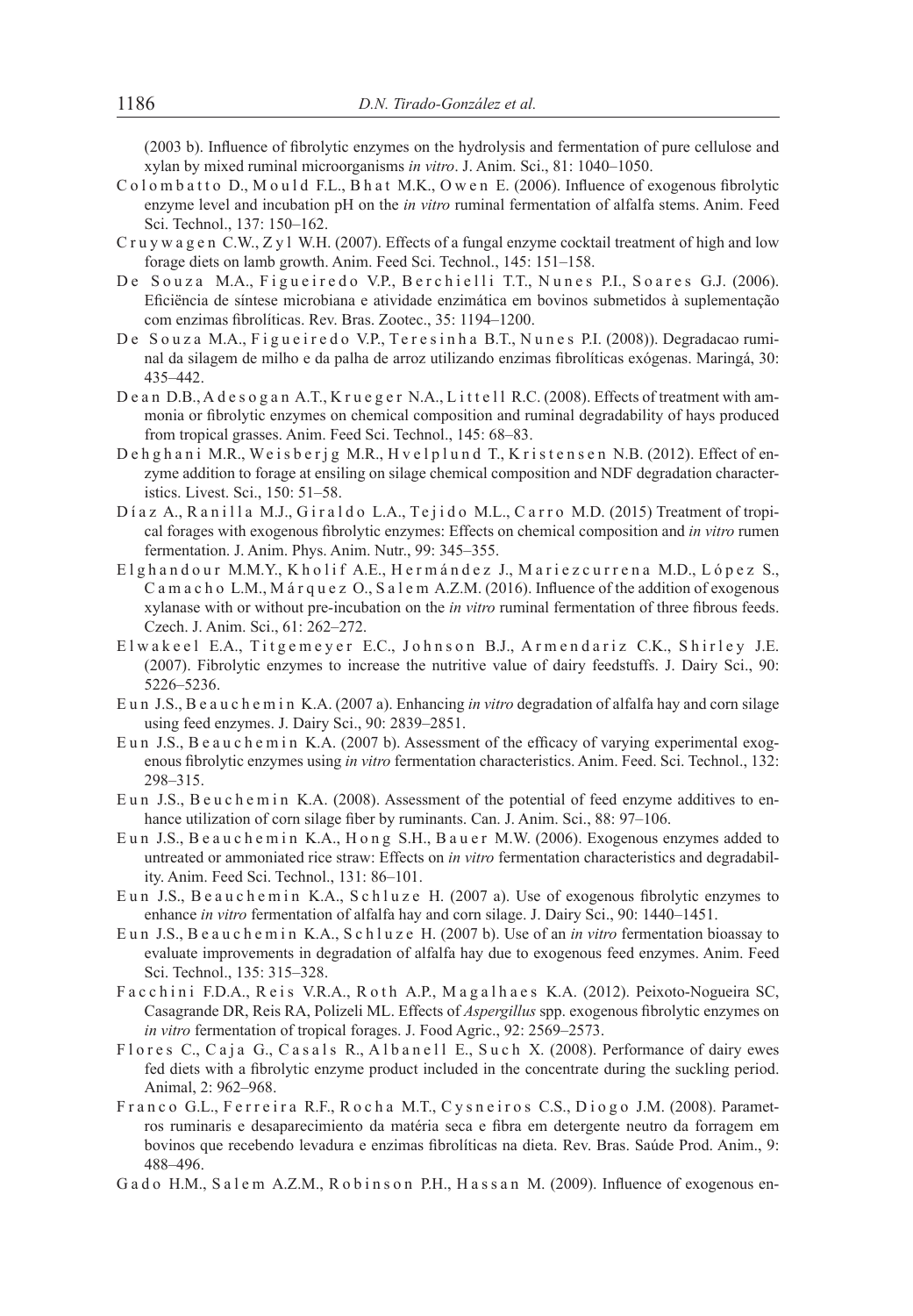(2003 b). Influence of fibrolytic enzymes on the hydrolysis and fermentation of pure cellulose and xylan by mixed ruminal microorganisms *in vitro*. J. Anim. Sci., 81: 1040–1050.

Colombatto D., Mould F.L., Bhat M.K., Owen E. (2006). Influence of exogenous fibrolytic enzyme level and incubation pH on the *in vitro* ruminal fermentation of alfalfa stems. Anim. Feed Sci. Technol., 137: 150–162.

Cruywagen C.W., Zyl W.H. (2007). Effects of a fungal enzyme cocktail treatment of high and low forage diets on lamb growth. Anim. Feed Sci. Technol., 145: 151–158.

De Souza M.A., Figueiredo V.P., Berchielli T.T., Nunes P.I., Soares G.J. (2006). Eficiëncia de síntese microbiana e atividade enzimática em bovinos submetidos à suplementação com enzimas fibrolíticas. Rev. Bras. Zootec., 35: 1194–1200.

De Souza M.A., Figueiredo V.P., Teresinha B.T., Nunes P.I. (2008)). Degradacao ruminal da silagem de milho e da palha de arroz utilizando enzimas fibrolíticas exógenas. Maringá, 30: 435–442.

Dean D.B., Adesogan A.T., Krueger N.A., Littell R.C. (2008). Effects of treatment with ammonia or fibrolytic enzymes on chemical composition and ruminal degradability of hays produced from tropical grasses. Anim. Feed Sci. Technol., 145: 68–83.

Dehghani M.R., Weisberjg M.R., Hvelplund T., Kristensen N.B. (2012). Effect of enzyme addition to forage at ensiling on silage chemical composition and NDF degradation characteristics. Livest. Sci., 150: 51–58.

Díaz A., Ranilla M.J., Giraldo L.A., Tejido M.L., Carro M.D. (2015) Treatment of tropical forages with exogenous fibrolytic enzymes: Effects on chemical composition and *in vitro* rumen fermentation. J. Anim. Phys. Anim. Nutr., 99: 345–355.

Elghandour M.M.Y., Kholif A.E., Hermández J., Mariezcurrena M.D., López S., Camacho L.M., Márquez O., Salem A.Z.M. (2016). Influence of the addition of exogenous xylanase with or without pre-incubation on the *in vitro* ruminal fermentation of three fibrous feeds. Czech. J. Anim. Sci., 61: 262–272.

Elwakeel E.A., Titgemeyer E.C., Johnson B.J., Armendariz C.K., Shirley J.E. (2007). Fibrolytic enzymes to increase the nutritive value of dairy feedstuffs. J. Dairy Sci., 90: 5226–5236.

Eun J.S., Beauchemin K.A. (2007 a). Enhancing *in vitro* degradation of alfalfa hay and corn silage using feed enzymes. J. Dairy Sci., 90: 2839–2851.

Eun J.S., Beauchemin K.A. (2007 b). Assessment of the efficacy of varying experimental exogenous fibrolytic enzymes using *in vitro* fermentation characteristics. Anim. Feed. Sci. Technol., 132: 298–315.

Eun J.S., Beuchemin K.A. (2008). Assessment of the potential of feed enzyme additives to enhance utilization of corn silage fiber by ruminants. Can. J. Anim. Sci., 88: 97–106.

Eun J.S., Beauchemin K.A., Hong S.H., Bauer M.W. (2006). Exogenous enzymes added to untreated or ammoniated rice straw: Effects on *in vitro* fermentation characteristics and degradability. Anim. Feed Sci. Technol., 131: 86–101.

Eun J.S., Beauchemin K.A., Schluze H. (2007 a). Use of exogenous fibrolytic enzymes to enhance *in vitro* fermentation of alfalfa hay and corn silage. J. Dairy Sci., 90: 1440–1451.

Eun J.S., Beauchemin K.A., Schluze H. (2007 b). Use of an *in vitro* fermentation bioassay to evaluate improvements in degradation of alfalfa hay due to exogenous feed enzymes. Anim. Feed Sci. Technol., 135: 315–328.

Facchini F.D.A., Reis V.R.A., Roth A.P., Magalhaes K.A. (2012). Peixoto-Nogueira SC, Casagrande DR, Reis RA, Polizeli ML. Effects of *Aspergillus* spp. exogenous fibrolytic enzymes on *in vitro* fermentation of tropical forages. J. Food Agric., 92: 2569–2573.

Flores C., Caja G., Casals R., Albanell E., Such X. (2008). Performance of dairy ewes fed diets with a fibrolytic enzyme product included in the concentrate during the suckling period. Animal, 2: 962–968.

Franco G.L., Ferreira R.F., Rocha M.T., Cysneiros C.S., Diogo J.M. (2008). Parametros ruminaris e desaparecimiento da matéria seca e fibra em detergente neutro da forragem em bovinos que recebendo levadura e enzimas fibrolíticas na dieta. Rev. Bras. Saúde Prod. Anim., 9: 488–496.

Gado H.M., Salem A.Z.M., Robinson P.H., Hassan M. (2009). Influence of exogenous en-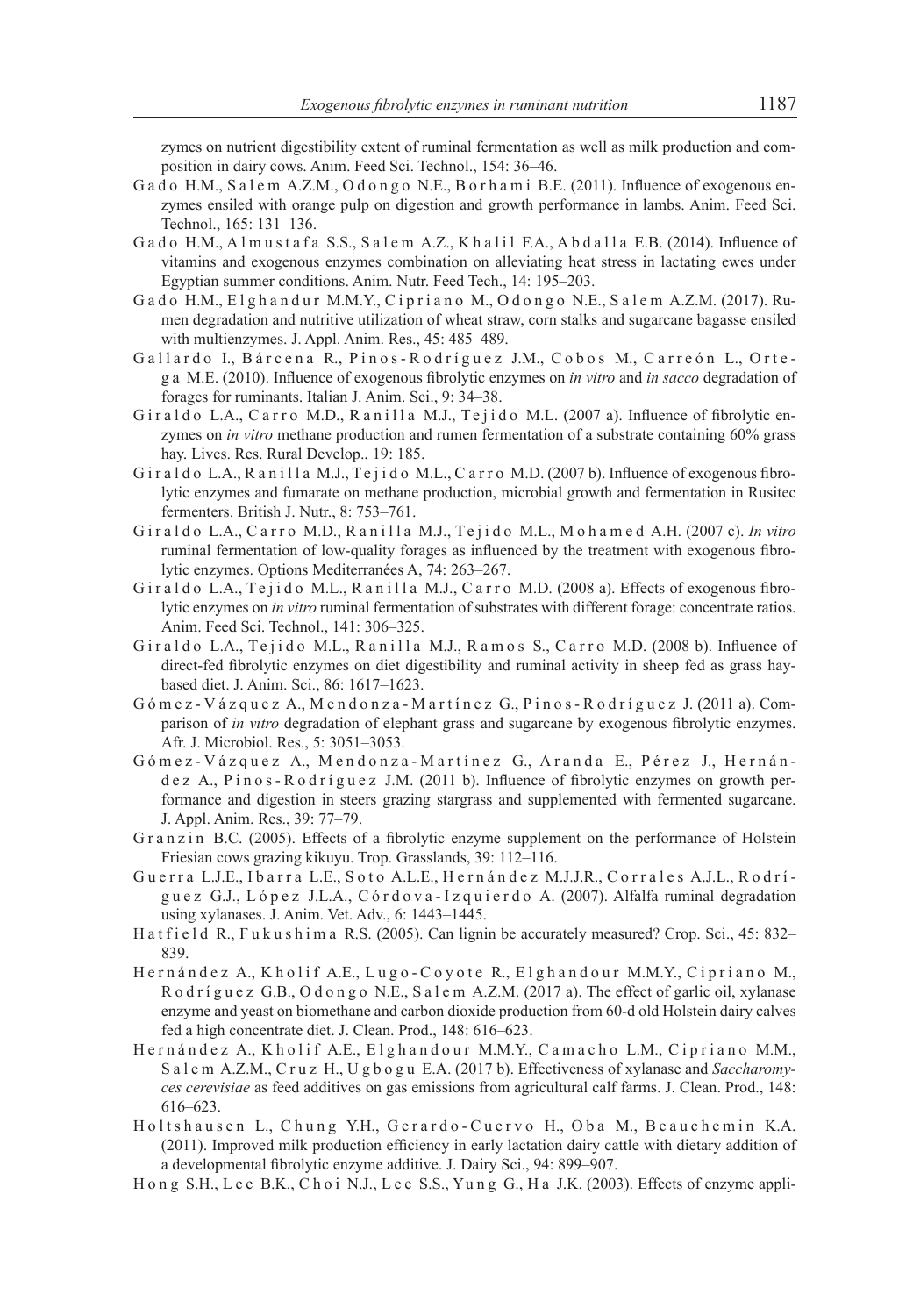zymes on nutrient digestibility extent of ruminal fermentation as well as milk production and composition in dairy cows. Anim. Feed Sci. Technol., 154: 36–46.

Gado H.M., Salem A.Z.M., Odongo N.E., Borhami B.E. (2011). Influence of exogenous enzymes ensiled with orange pulp on digestion and growth performance in lambs. Anim. Feed Sci. Technol., 165: 131–136.

Gado H.M., Almustafa S.S., Salem A.Z., Khalil F.A., Abdalla E.B. (2014). Influence of vitamins and exogenous enzymes combination on alleviating heat stress in lactating ewes under Egyptian summer conditions. Anim. Nutr. Feed Tech., 14: 195–203.

Gado H.M., Elghandur M.M.Y., Cipriano M., Odongo N.E., Salem A.Z.M. (2017). Rumen degradation and nutritive utilization of wheat straw, corn stalks and sugarcane bagasse ensiled with multienzymes. J. Appl. Anim. Res., 45: 485–489.

Gallardo I., Bárcena R., Pinos-Rodríguez J.M., Cobos M., Carreón L., Ortega M.E. (2010). Influence of exogenous fibrolytic enzymes on *in vitro* and *in sacco* degradation of forages for ruminants. Italian J. Anim. Sci., 9: 34–38.

Giraldo L.A., Carro M.D., Ranilla M.J., Tejido M.L. (2007 a). Influence of fibrolytic enzymes on *in vitro* methane production and rumen fermentation of a substrate containing 60% grass hay. Lives. Res. Rural Develop., 19: 185.

Giraldo L.A., Ranilla M.J., Tejido M.L., Carro M.D. (2007 b). Influence of exogenous fibrolytic enzymes and fumarate on methane production, microbial growth and fermentation in Rusitec fermenters. British J. Nutr., 8: 753–761.

Giraldo L.A., Carro M.D., Ranilla M.J., Tejido M.L., Mohamed A.H. (2007 c). *In vitro* ruminal fermentation of low-quality forages as influenced by the treatment with exogenous fibrolytic enzymes. Options Mediterranées A, 74: 263–267.

Giraldo L.A., Tejido M.L., Ranilla M.J., Carro M.D. (2008 a). Effects of exogenous fibrolytic enzymes on *in vitro* ruminal fermentation of substrates with different forage: concentrate ratios. Anim. Feed Sci. Technol., 141: 306–325.

Giraldo L.A., Tejido M.L., Ranilla M.J., Ramos S., Carro M.D. (2008 b). Influence of direct-fed fibrolytic enzymes on diet digestibility and ruminal activity in sheep fed as grass hay-based diet. J. Anim. Sci., 86: 1617–1623.

Gómez-Vázquez A., Mendonza-Martínez G., Pinos-Rodríguez J. (2011 a). Comparison of *in vitro* degradation of elephant grass and sugarcane by exogenous fibrolytic enzymes. Afr. J. Microbiol. Res., 5: 3051–3053.

Gómez-Vázquez A., Mendonza-Martínez G., Aranda E., Pérez J., Hernández A., Pinos-Rodríguez J.M. (2011 b). Influence of fibrolytic enzymes on growth performance and digestion in steers grazing stargrass and supplemented with fermented sugarcane. J. Appl. Anim. Res., 39: 77–79.

Granzin B.C. (2005). Effects of a fibrolytic enzyme supplement on the performance of Holstein Friesian cows grazing kikuyu. Trop. Grasslands, 39: 112–116.

Guerra L.J.E., Ibarra L.E., Soto A.L.E., Hernández M.J.J.R., Corrales A.J.L., Rodríguez G.J., López J.L.A., Córdova-Izquierdo A. (2007). Alfalfa ruminal degradation using xylanases. J. Anim. Vet. Adv., 6: 1443–1445.

Hatfield R., Fukushima R.S. (2005). Can lignin be accurately measured? Crop. Sci., 45: 832–839.

Hernández A., Kholif A.E., Lugo-Coyote R., Elghandour M.M.Y., Cipriano M., Rodríguez G.B., Odongo N.E., Salem A.Z.M. (2017 a). The effect of garlic oil, xylanase enzyme and yeast on biomethane and carbon dioxide production from 60-d old Holstein dairy calves fed a high concentrate diet. J. Clean. Prod., 148: 616–623.

Hernández A., Kholif A.E., Elghandour M.M.Y., Camacho L.M., Cipriano M.M., Salem A.Z.M., Cruz H., Ugbogu E.A. (2017 b). Effectiveness of xylanase and *Saccharomyces cerevisiae* as feed additives on gas emissions from agricultural calf farms. J. Clean. Prod., 148: 616–623.

Holtshausen L., Chung Y.H., Gerardo-Cuervo H., Oba M., Beauchemin K.A. (2011). Improved milk production efficiency in early lactation dairy cattle with dietary addition of a developmental fibrolytic enzyme additive. J. Dairy Sci., 94: 899–907.

Hong S.H., Lee B.K., Choi N.J., Lee S.S., Yung G., Ha J.K. (2003). Effects of enzyme appli-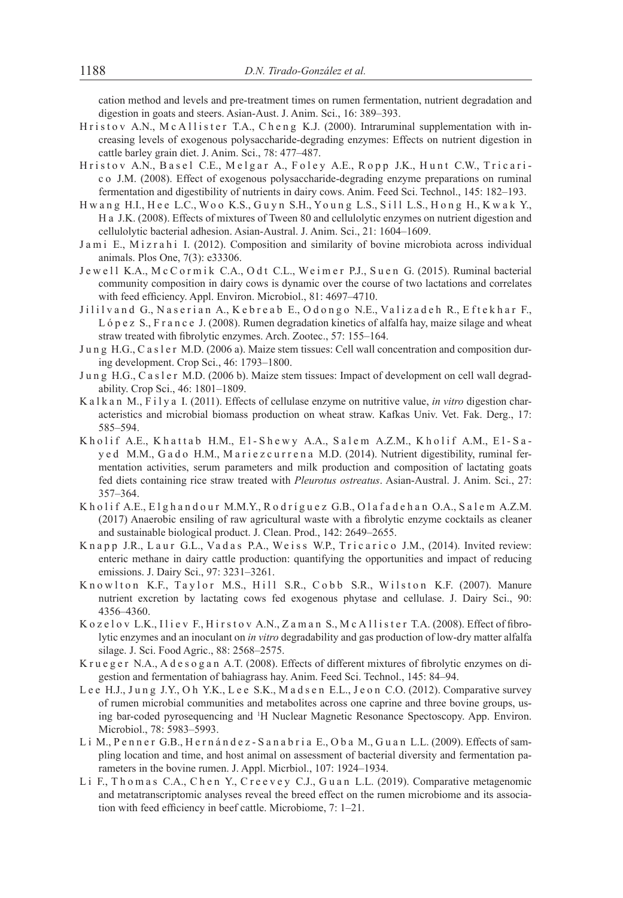cation method and levels and pre-treatment times on rumen fermentation, nutrient degradation and digestion in goats and steers. Asian-Aust. J. Anim. Sci., 16: 389–393.

Hristov A.N., McAllister T.A., Cheng K.J. (2000). Intraruminal supplementation with increasing levels of exogenous polysaccharide-degrading enzymes: Effects on nutrient digestion in cattle barley grain diet. J. Anim. Sci., 78: 477–487.

Hristov A.N., Basel C.E., Melgar A., Foley A.E., Ropp J.K., Hunt C.W., Tricarico J.M. (2008). Effect of exogenous polysaccharide-degrading enzyme preparations on ruminal fermentation and digestibility of nutrients in dairy cows. Anim. Feed Sci. Technol., 145: 182–193.

Hwang H.I., Hee L.C., Woo K.S., Guyn S.H., Young L.S., Sill L.S., Hong H., Kwak Y., Ha J.K. (2008). Effects of mixtures of Tween 80 and cellulolytic enzymes on nutrient digestion and cellulolytic bacterial adhesion. Asian-Austral. J. Anim. Sci., 21: 1604–1609.

Jami E., Mizrahi I. (2012). Composition and similarity of bovine microbiota across individual animals. Plos One, 7(3): e33306.

Jewell K.A., McCormik C.A., Odt C.L., Weimer P.J., Suen G. (2015). Ruminal bacterial community composition in dairy cows is dynamic over the course of two lactations and correlates with feed efficiency. Appl. Environ. Microbiol., 81: 4697–4710.

Jililvand G., Naserian A., Kebreab E., Odongo N.E., Valizadeh R., Eftekhar F., López S., France J. (2008). Rumen degradation kinetics of alfalfa hay, maize silage and wheat straw treated with fibrolytic enzymes. Arch. Zootec., 57: 155–164.

Jung H.G., Casler M.D. (2006 a). Maize stem tissues: Cell wall concentration and composition during development. Crop Sci., 46: 1793–1800.

Jung H.G., Casler M.D. (2006 b). Maize stem tissues: Impact of development on cell wall degradability. Crop Sci., 46: 1801–1809.

Kalkan M., Filya I. (2011). Effects of cellulase enzyme on nutritive value, *in vitro* digestion characteristics and microbial biomass production on wheat straw. Kafkas Univ. Vet. Fak. Derg., 17: 585–594.

Kholif A.E., Khattab H.M., El-Shewy A.A., Salem A.Z.M., Kholif A.M., El-Sayed M.M., Gado H.M., Mariezcurrena M.D. (2014). Nutrient digestibility, ruminal fermentation activities, serum parameters and milk production and composition of lactating goats fed diets containing rice straw treated with *Pleurotus ostreatus*. Asian-Austral. J. Anim. Sci., 27: 357–364.

Kholif A.E., Elghandour M.M.Y., Rodríguez G.B., Olafadehan O.A., Salem A.Z.M. (2017) Anaerobic ensiling of raw agricultural waste with a fibrolytic enzyme cocktails as cleaner and sustainable biological product. J. Clean. Prod., 142: 2649–2655.

Knapp J.R., Laur G.L., Vadas P.A., Weiss W.P., Tricarico J.M., (2014). Invited review: enteric methane in dairy cattle production: quantifying the opportunities and impact of reducing emissions. J. Dairy Sci., 97: 3231–3261.

Knowlton K.F., Taylor M.S., Hill S.R., Cobb S.R., Wilston K.F. (2007). Manure nutrient excretion by lactating cows fed exogenous phytase and cellulase. J. Dairy Sci., 90: 4356–4360.

Kozelov L.K., Iliev F., Hirstov A.N., Zaman S., McAllister T.A. (2008). Effect of fibrolytic enzymes and an inoculant on *in vitro* degradability and gas production of low-dry matter alfalfa silage. J. Sci. Food Agric., 88: 2568–2575.

Krueger N.A., Adesogan A.T. (2008). Effects of different mixtures of fibrolytic enzymes on digestion and fermentation of bahiagrass hay. Anim. Feed Sci. Technol., 145: 84–94.

Lee H.J., Jung J.Y., Oh Y.K., Lee S.K., Madsen E.L., Jeon C.O. (2012). Comparative survey of rumen microbial communities and metabolites across one caprine and three bovine groups, using bar-coded pyrosequencing and $^{1}$H Nuclear Magnetic Resonance Spectoscopy. App. Environ. Microbiol., 78: 5983–5993.

Li M., Penner G.B., Hernández-Sanabria E., Oba M., Guan L.L. (2009). Effects of sampling location and time, and host animal on assessment of bacterial diversity and fermentation parameters in the bovine rumen. J. Appl. Micrbiol., 107: 1924–1934.

Li F., Thomas C.A., Chen Y., Creevey C.J., Guan L.L. (2019). Comparative metagenomic and metatranscriptomic analyses reveal the breed effect on the rumen microbiome and its association with feed efficiency in beef cattle. Microbiome, 7: 1–21.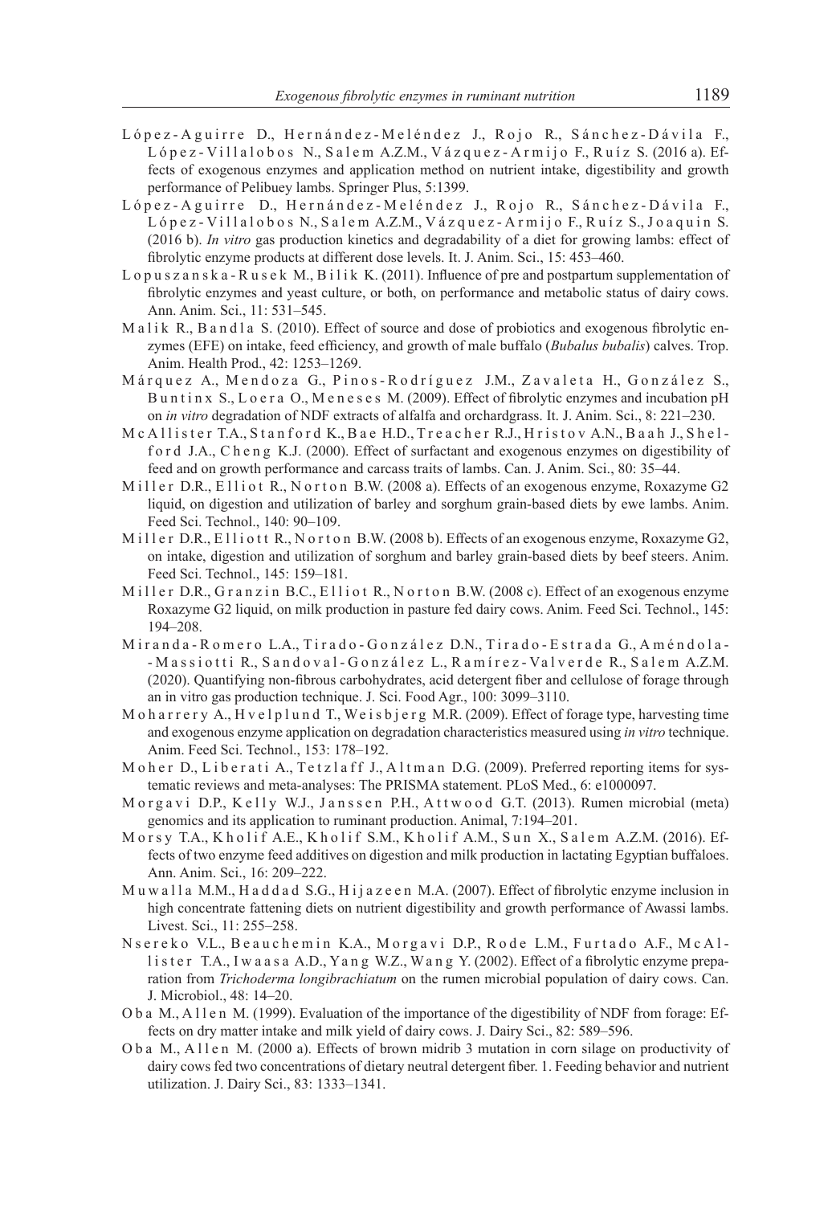López-Aguirre D., Hernández-Meléndez J., Rojo R., Sánchez-Dávila F., López-Villalobos N., Salem A.Z.M., Vázquez-Armijo F., Ruíz S. (2016 a). Effects of exogenous enzymes and application method on nutrient intake, digestibility and growth performance of Pelibuey lambs. Springer Plus, 5:1399.

López-Aguirre D., Hernández-Meléndez J., Rojo R., Sánchez-Dávila F., López-Villalobos N., Salem A.Z.M., Vázquez-Armijo F., Ruíz S., Joaquin S. (2016 b). *In vitro* gas production kinetics and degradability of a diet for growing lambs: effect of fibrolytic enzyme products at different dose levels. It. J. Anim. Sci., 15: 453–460.

Lopuszanska-Rusek M., Bilik K. (2011). Influence of pre and postpartum supplementation of fibrolytic enzymes and yeast culture, or both, on performance and metabolic status of dairy cows. Ann. Anim. Sci., 11: 531–545.

Malik R., Bandla S. (2010). Effect of source and dose of probiotics and exogenous fibrolytic enzymes (EFE) on intake, feed efficiency, and growth of male buffalo (*Bubalus bubalis*) calves. Trop. Anim. Health Prod., 42: 1253–1269.

Márquez A., Mendoza G., Pinos-Rodríguez J.M., Zavaleta H., González S., Buntinx S., Loera O., Meneses M. (2009). Effect of fibrolytic enzymes and incubation pH on *in vitro* degradation of NDF extracts of alfalfa and orchardgrass. It. J. Anim. Sci., 8: 221–230.

McAllister T.A., Stanford K., Bae H.D., Treacher R.J., Hristov A.N., Baah J., Shelford J.A., Cheng K.J. (2000). Effect of surfactant and exogenous enzymes on digestibility of feed and on growth performance and carcass traits of lambs. Can. J. Anim. Sci., 80: 35–44.

Miller D.R., Elliot R., Norton B.W. (2008 a). Effects of an exogenous enzyme, Roxazyme G2 liquid, on digestion and utilization of barley and sorghum grain-based diets by ewe lambs. Anim. Feed Sci. Technol., 140: 90–109.

Miller D.R., Elliott R., Norton B.W. (2008 b). Effects of an exogenous enzyme, Roxazyme G2, on intake, digestion and utilization of sorghum and barley grain-based diets by beef steers. Anim. Feed Sci. Technol., 145: 159–181.

Miller D.R., Granzin B.C., Elliot R., Norton B.W. (2008 c). Effect of an exogenous enzyme Roxazyme G2 liquid, on milk production in pasture fed dairy cows. Anim. Feed Sci. Technol., 145: 194–208.

Miranda-Romero L.A., Tirado-González D.N., Tirado-Estrada G., Améndola-Massiotti R., Sandoval-González L., Ramírez-Valverde R., Salem A.Z.M. (2020). Quantifying non-fibrous carbohydrates, acid detergent fiber and cellulose of forage through an in vitro gas production technique. J. Sci. Food Agr., 100: 3099–3110.

Moharrery A., Hvelplund T., Weisbjerg M.R. (2009). Effect of forage type, harvesting time and exogenous enzyme application on degradation characteristics measured using *in vitro* technique. Anim. Feed Sci. Technol., 153: 178–192.

Moher D., Liberati A., Tetzlaff J., Altman D.G. (2009). Preferred reporting items for systematic reviews and meta-analyses: The PRISMA statement. PLoS Med., 6: e1000097.

Morgavi D.P., Kelly W.J., Janssen P.H., Attwood G.T. (2013). Rumen microbial (meta) genomics and its application to ruminant production. Animal, 7:194–201.

Morsy T.A., Kholif A.E., Kholif S.M., Kholif A.M., Sun X., Salem A.Z.M. (2016). Effects of two enzyme feed additives on digestion and milk production in lactating Egyptian buffaloes. Ann. Anim. Sci., 16: 209–222.

Muwalla M.M., Haddad S.G., Hijazeen M.A. (2007). Effect of fibrolytic enzyme inclusion in high concentrate fattening diets on nutrient digestibility and growth performance of Awassi lambs. Livest. Sci., 11: 255–258.

Nsereko V.L., Beauchemin K.A., Morgavi D.P., Rode L.M., Furtado A.F., McAllister T.A., Iwaasa A.D., Yang W.Z., Wang Y. (2002). Effect of a fibrolytic enzyme preparation from *Trichoderma longibrachiatum* on the rumen microbial population of dairy cows. Can. J. Microbiol., 48: 14–20.

Oba M., Allen M. (1999). Evaluation of the importance of the digestibility of NDF from forage: Effects on dry matter intake and milk yield of dairy cows. J. Dairy Sci., 82: 589–596.

Oba M., Allen M. (2000 a). Effects of brown midrib 3 mutation in corn silage on productivity of dairy cows fed two concentrations of dietary neutral detergent fiber. 1. Feeding behavior and nutrient utilization. J. Dairy Sci., 83: 1333–1341.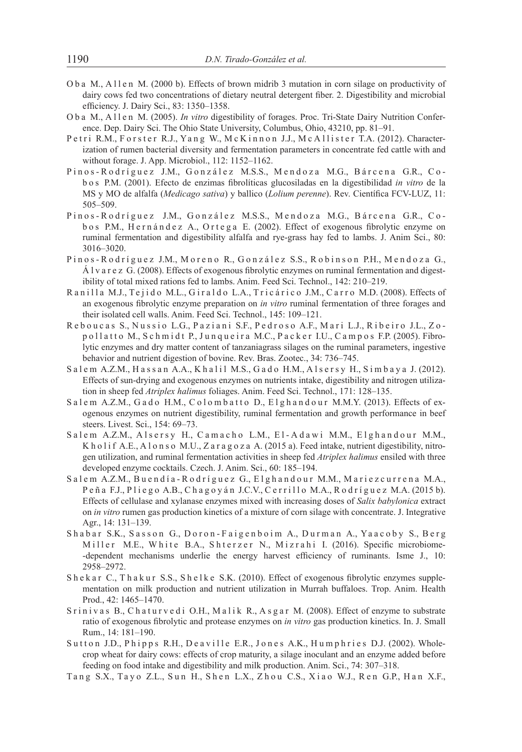Oba M., Allen M. (2000 b). Effects of brown midrib 3 mutation in corn silage on productivity of dairy cows fed two concentrations of dietary neutral detergent fiber. 2. Digestibility and microbial efficiency. J. Dairy Sci., 83: 1350–1358.

Oba M., Allen M. (2005). *In vitro* digestibility of forages. Proc. Tri-State Dairy Nutrition Conference. Dep. Dairy Sci. The Ohio State University, Columbus, Ohio, 43210, pp. 81–91.

Petri R.M., Forster R.J., Yang W., McKinnon J.J., McAllister T.A. (2012). Characterization of rumen bacterial diversity and fermentation parameters in concentrate fed cattle with and without forage. J. App. Microbiol., 112: 1152–1162.

Pinos-Rodríguez J.M., González M.S.S., Mendoza M.G., Bárcena G.R., Cobos P.M. (2001). Efecto de enzimas fibrolíticas glucosiladas en la digestibilidad *in vitro* de la MS y MO de alfalfa (*Medicago sativa*) y ballico (*Lolium perenne*). Rev. Científica FCV-LUZ, 11: 505–509.

Pinos-Rodríguez J.M., González M.S.S., Mendoza M.G., Bárcena G.R., Cobos P.M., Hernández A., Ortega E. (2002). Effect of exogenous fibrolytic enzyme on ruminal fermentation and digestibility alfalfa and rye-grass hay fed to lambs. J. Anim Sci., 80: 3016–3020.

Pinos-Rodríguez J.M., Moreno R., González S.S., Robinson P.H., Mendoza G., Álvarez G. (2008). Effects of exogenous fibrolytic enzymes on ruminal fermentation and digestibility of total mixed rations fed to lambs. Anim. Feed Sci. Technol., 142: 210–219.

Ranilla M.J., Tejido M.L., Giraldo L.A., Tricárico J.M., Carro M.D. (2008). Effects of an exogenous fibrolytic enzyme preparation on *in vitro* ruminal fermentation of three forages and their isolated cell walls. Anim. Feed Sci. Technol., 145: 109–121.

Reboucas S., Nussio L.G., Paziani S.F., Pedroso A.F., Mari L.J., Ribeiro J.L., Zopollatto M., Schmidt P., Junqueira M.C., Packer I.U., Campos F.P. (2005). Fibrolytic enzymes and dry matter content of tanzaniagrass silages on the ruminal parameters, ingestive behavior and nutrient digestion of bovine. Rev. Bras. Zootec., 34: 736–745.

Salem A.Z.M., Hassan A.A., Khalil M.S., Gado H.M., Alsersy H., Simbaya J. (2012). Effects of sun-drying and exogenous enzymes on nutrients intake, digestibility and nitrogen utilization in sheep fed *Atriplex halimus* foliages. Anim. Feed Sci. Technol., 171: 128–135.

Salem A.Z.M., Gado H.M., Colombatto D., Elghandour M.M.Y. (2013). Effects of exogenous enzymes on nutrient digestibility, ruminal fermentation and growth performance in beef steers. Livest. Sci., 154: 69–73.

Salem A.Z.M., Alsersy H., Camacho L.M., El-Adawi M.M., Elghandour M.M., Kholif A.E., Alonso M.U., Zaragoza A. (2015 a). Feed intake, nutrient digestibility, nitrogen utilization, and ruminal fermentation activities in sheep fed *Atriplex halimus* ensiled with three developed enzyme cocktails. Czech. J. Anim. Sci., 60: 185–194.

Salem A.Z.M., Buendía-Rodríguez G., Elghandour M.M., Mariezcurrena M.A., Peña F.J., Pliego A.B., Chagoyán J.C.V., Cerrillo M.A., Rodríguez M.A. (2015 b). Effects of cellulase and xylanase enzymes mixed with increasing doses of *Salix babylonica* extract on *in vitro* rumen gas production kinetics of a mixture of corn silage with concentrate. J. Integrative Agr., 14: 131–139.

Shabar S.K., Sasson G., Doron-Faigenboim A., Durman A., Yaacoby S., Berg Miller M.E., White B.A., Shterzer N., Mizrahi I. (2016). Specific microbiome-dependent mechanisms underlie the energy harvest efficiency of ruminants. Isme J., 10: 2958–2972.

Shekar C., Thakur S.S., Shelke S.K. (2010). Effect of exogenous fibrolytic enzymes supplementation on milk production and nutrient utilization in Murrah buffaloes. Trop. Anim. Health Prod., 42: 1465–1470.

Srinivas B., Chaturvedi O.H., Malik R., Asgar M. (2008). Effect of enzyme to substrate ratio of exogenous fibrolytic and protease enzymes on *in vitro* gas production kinetics. In. J. Small Rum., 14: 181–190.

Sutton J.D., Phipps R.H., Deaville E.R., Jones A.K., Humphries D.J. (2002). Whole-crop wheat for dairy cows: effects of crop maturity, a silage inoculant and an enzyme added before feeding on food intake and digestibility and milk production. Anim. Sci., 74: 307–318.

Tang S.X., Tayo Z.L., Sun H., Shen L.X., Zhou C.S., Xiao W.J., Ren G.P., Han X.F.,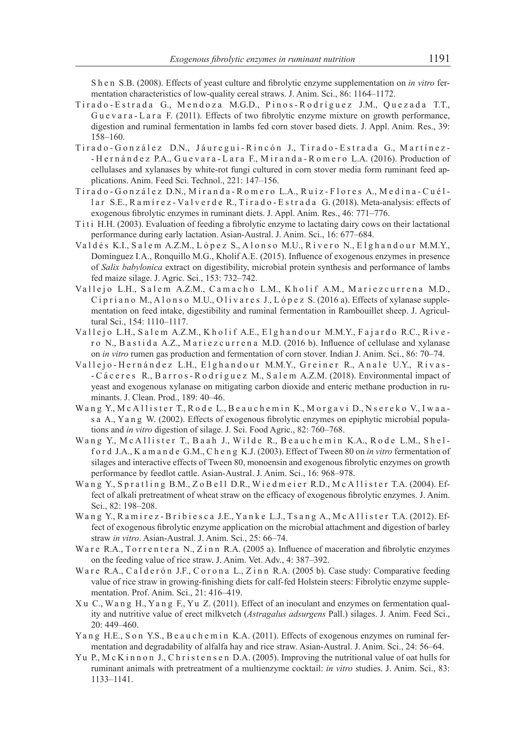Shen S.B. (2008). Effects of yeast culture and fibrolytic enzyme supplementation on *in vitro* fermentation characteristics of low-quality cereal straws. J. Anim. Sci., 86: 1164–1172.

Tirado-Estrada G., Mendoza M.G.D., Pinos-Rodríguez J.M., Quezada T.T., Guevara-Lara F. (2011). Effects of two fibrolytic enzyme mixture on growth performance, digestion and ruminal fermentation in lambs fed corn stover based diets. J. Appl. Anim. Res., 39: 158–160.

Tirado-González D.N., Jáuregui-Rincón J., Tirado-Estrada G., Martínez-Hernández P.A., Guevara-Lara F., Miranda-Romero L.A. (2016). Production of cellulases and xylanases by white-rot fungi cultured in corn stover media form ruminant feed applications. Anim. Feed Sci. Technol., 221: 147–156.

Tirado-González D.N., Miranda-Romero L.A., Ruíz-Flores A., Medina-Cuéllar S.E., Ramírez-Valverde R., Tirado-Estrada G. (2018). Meta-analysis: effects of exogenous fibrolytic enzymes in ruminant diets. J. Appl. Anim. Res., 46: 771–776.

Titi H.H. (2003). Evaluation of feeding a fibrolytic enzyme to lactating dairy cows on their lactational performance during early lactation. Asian-Austral. J. Anim. Sci., 16: 677–684.

Valdés K.I., Salem A.Z.M., López S., Alonso M.U., Rivero N., Elghandour M.M.Y., Domínguez I.A., Ronquillo M.G., Kholif A.E. (2015). Influence of exogenous enzymes in presence of *Salix babylonica* extract on digestibility, microbial protein synthesis and performance of lambs fed maize silage. J. Agric. Sci., 153: 732–742.

Vallejo L.H., Salem A.Z.M., Camacho L.M., Kholif A.M., Mariezcurrena M.D., Cipriano M., Alonso M.U., Olivares J., López S. (2016 a). Effects of xylanase supplementation on feed intake, digestibility and ruminal fermentation in Rambouillet sheep. J. Agricultural Sci., 154: 1110–1117.

Vallejo L.H., Salem A.Z.M., Kholif A.E., Elghandour M.M.Y., Fajardo R.C., Rivero N., Bastida A.Z., Mariezcurrena M.D. (2016 b). Influence of cellulase and xylanase on *in vitro* rumen gas production and fermentation of corn stover. Indian J. Anim. Sci., 86: 70–74.

Vallejo-Hernández L.H., Elghandour M.M.Y., Greiner R., Anale U.Y., Rivas-Cáceres R., Barros-Rodríguez M., Salem A.Z.M. (2018). Environmental impact of yeast and exogenous xylanase on mitigating carbon dioxide and enteric methane production in ruminants. J. Clean. Prod., 189: 40–46.

Wang Y., McAllister T., Rode L., Beauchemin K., Morgavi D., Nsereko V., Iwaasa A., Yang W. (2002). Effects of exogenous fibrolytic enzymes on epiphytic microbial populations and *in vitro* digestion of silage. J. Sci. Food Agric., 82: 760–768.

Wang Y., McAllister T., Baah J., Wilde R., Beauchemin K.A., Rode L.M., Shelford J.A., Kamande G.M., Cheng K.J. (2003). Effect of Tween 80 on *in vitro* fermentation of silages and interactive effects of Tween 80, monoensin and exogenous fibrolytic enzymes on growth performance by feedlot cattle. Asian-Austral. J. Anim. Sci., 16: 968–978.

Wang Y., Spratling B.M., ZoBell D.R., Wiedmeier R.D., McAllister T.A. (2004). Effect of alkali pretreatment of wheat straw on the efficacy of exogenous fibrolytic enzymes. J. Anim. Sci., 82: 198–208.

Wang Y., Ramirez-Bribiesca J.E., Yanke L.J., Tsang A., McAllister T.A. (2012). Effect of exogenous fibrolytic enzyme application on the microbial attachment and digestion of barley straw *in vitro*. Asian-Austral. J. Anim. Sci., 25: 66–74.

Ware R.A., Torrentera N., Zinn R.A. (2005 a). Influence of maceration and fibrolytic enzymes on the feeding value of rice straw. J. Anim. Vet. Adv., 4: 387–392.

Ware R.A., Calderón J.F., Corona L., Zinn R.A. (2005 b). Case study: Comparative feeding value of rice straw in growing-finishing diets for calf-fed Holstein steers: Fibrolytic enzyme supplementation. Prof. Anim. Sci., 21: 416–419.

Xu C., Wang H., Yang F., Yu Z. (2011). Effect of an inoculant and enzymes on fermentation quality and nutritive value of erect milkvetch (*Astragalus adsurgens* Pall.) silages. J. Anim. Feed Sci., 20: 449–460.

Yang H.E., Son Y.S., Beauchemin K.A. (2011). Effects of exogenous enzymes on ruminal fermentation and degradability of alfalfa hay and rice straw. Asian-Austral. J. Anim. Sci., 24: 56–64.

Yu P., McKinnon J., Christensen D.A. (2005). Improving the nutritional value of oat hulls for ruminant animals with pretreatment of a multienzyme cocktail: *in vitro* studies. J. Anim. Sci., 83: 1133–1141.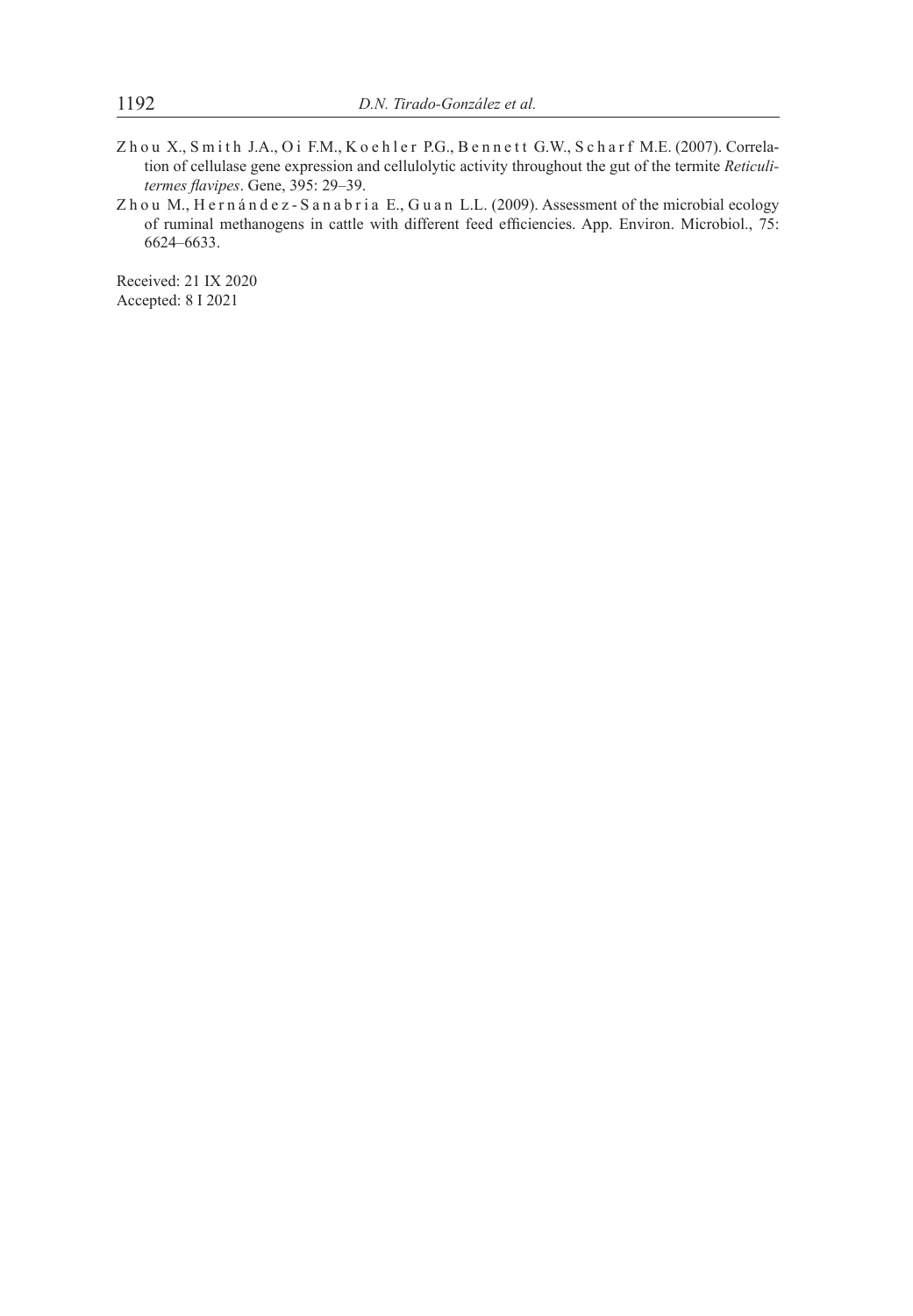Zhou X., Smith J.A., Oi F.M., Koehler P.G., Bennett G.W., Scharf M.E. (2007). Correlation of cellulase gene expression and cellulolytic activity throughout the gut of the termite *Reticulitermes flavipes*. Gene, 395: 29–39.

Zhou M., Hernández-Sanabria E., Guan L.L. (2009). Assessment of the microbial ecology of ruminal methanogens in cattle with different feed efficiencies. App. Environ. Microbiol., 75: 6624–6633.

Received: 21 IX 2020
Accepted: 8 I 2021